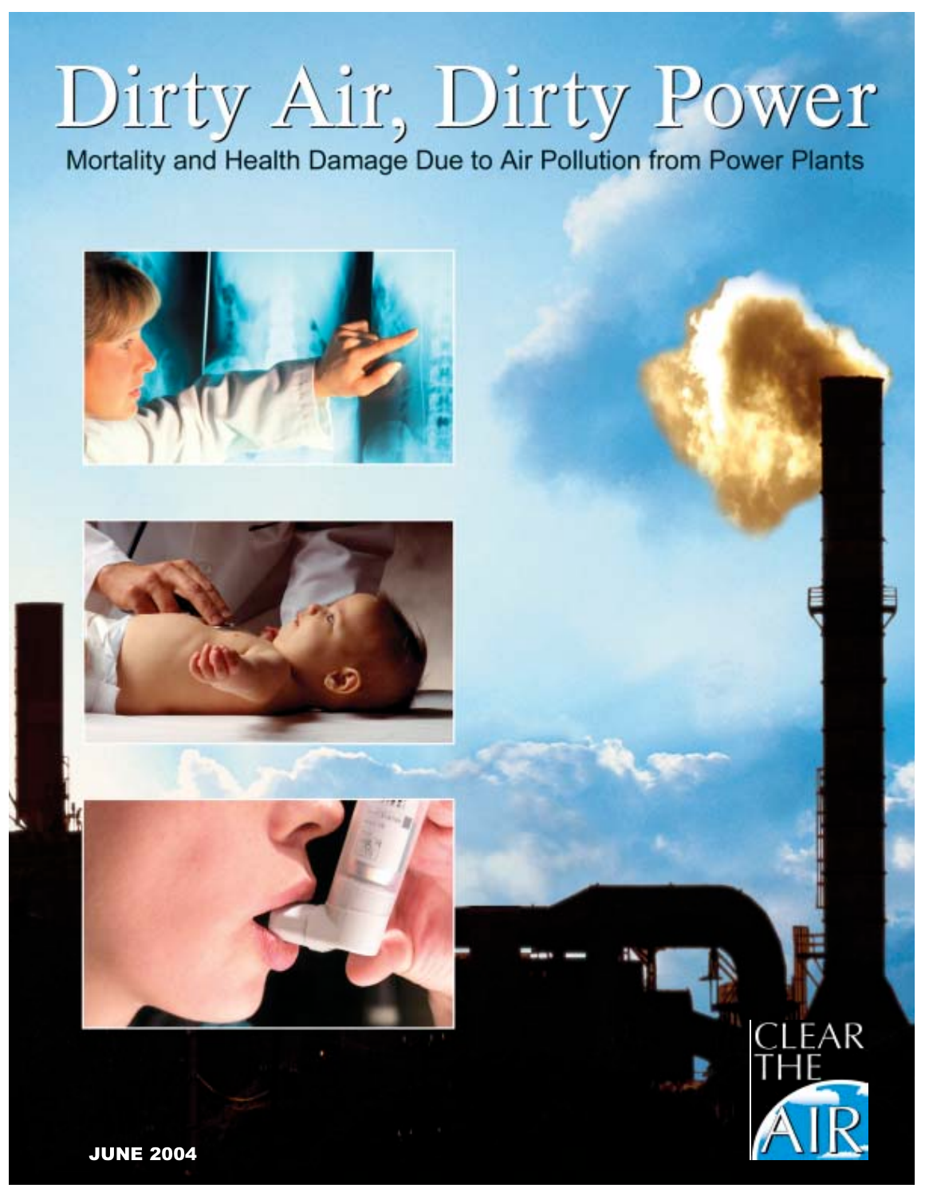# Dirty Air, Dirty Power

Mortality and Health Damage Due to Air Pollution from Power Plants

CLEAR THE AIR

JUNE 2004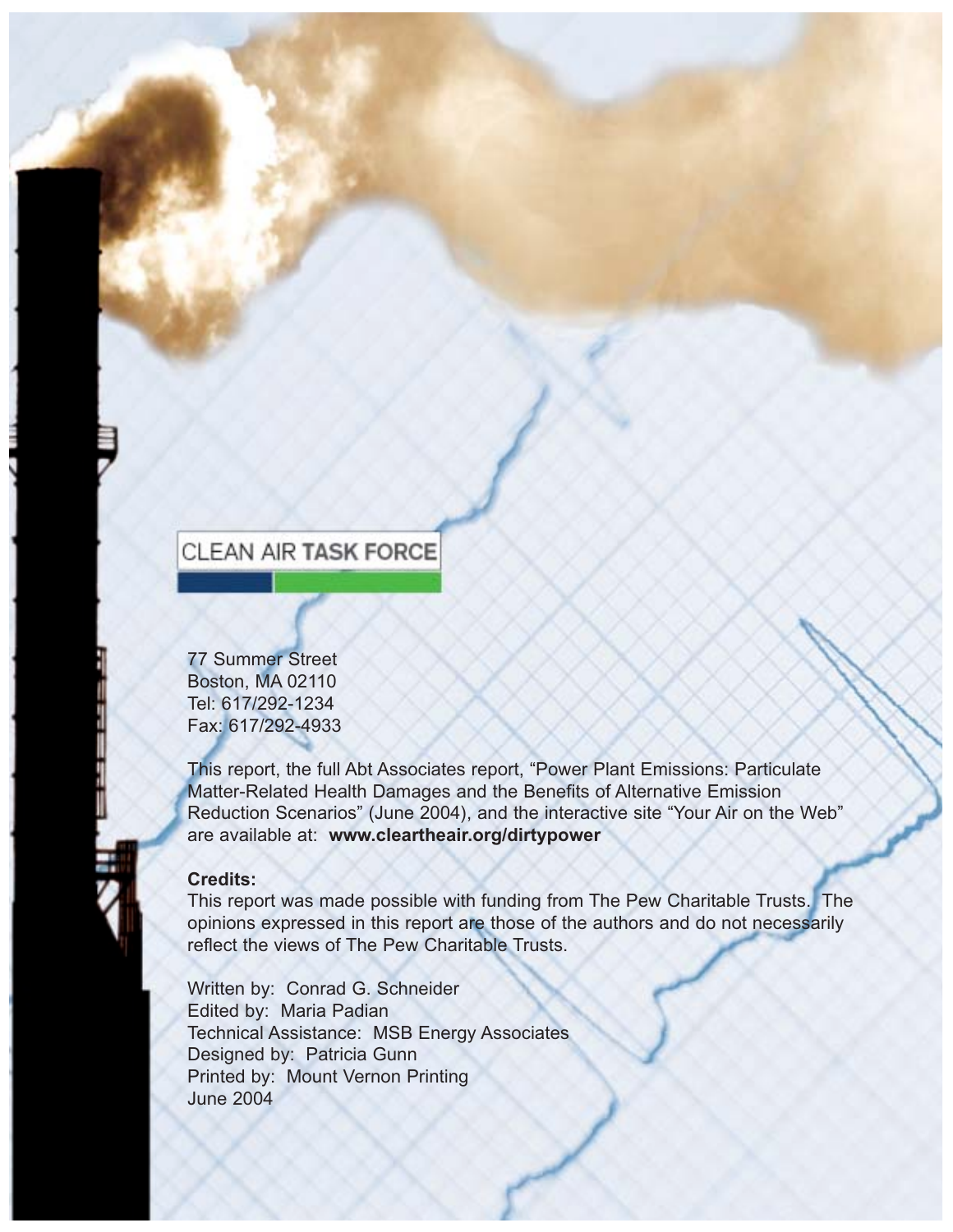CLEAN AIR **TASK FORCE**

77 Summer Street
Boston, MA 02110
Tel: 617/292-1234
Fax: 617/292-4933

This report, the full Abt Associates report, "Power Plant Emissions: Particulate Matter-Related Health Damages and the Benefits of Alternative Emission Reduction Scenarios" (June 2004), and the interactive site "Your Air on the Web" are available at: **www.cleartheair.org/dirtypower**

**Credits:**
This report was made possible with funding from The Pew Charitable Trusts. The opinions expressed in this report are those of the authors and do not necessarily reflect the views of The Pew Charitable Trusts.

Written by: Conrad G. Schneider
Edited by: Maria Padian
Technical Assistance: MSB Energy Associates
Designed by: Patricia Gunn
Printed by: Mount Vernon Printing
June 2004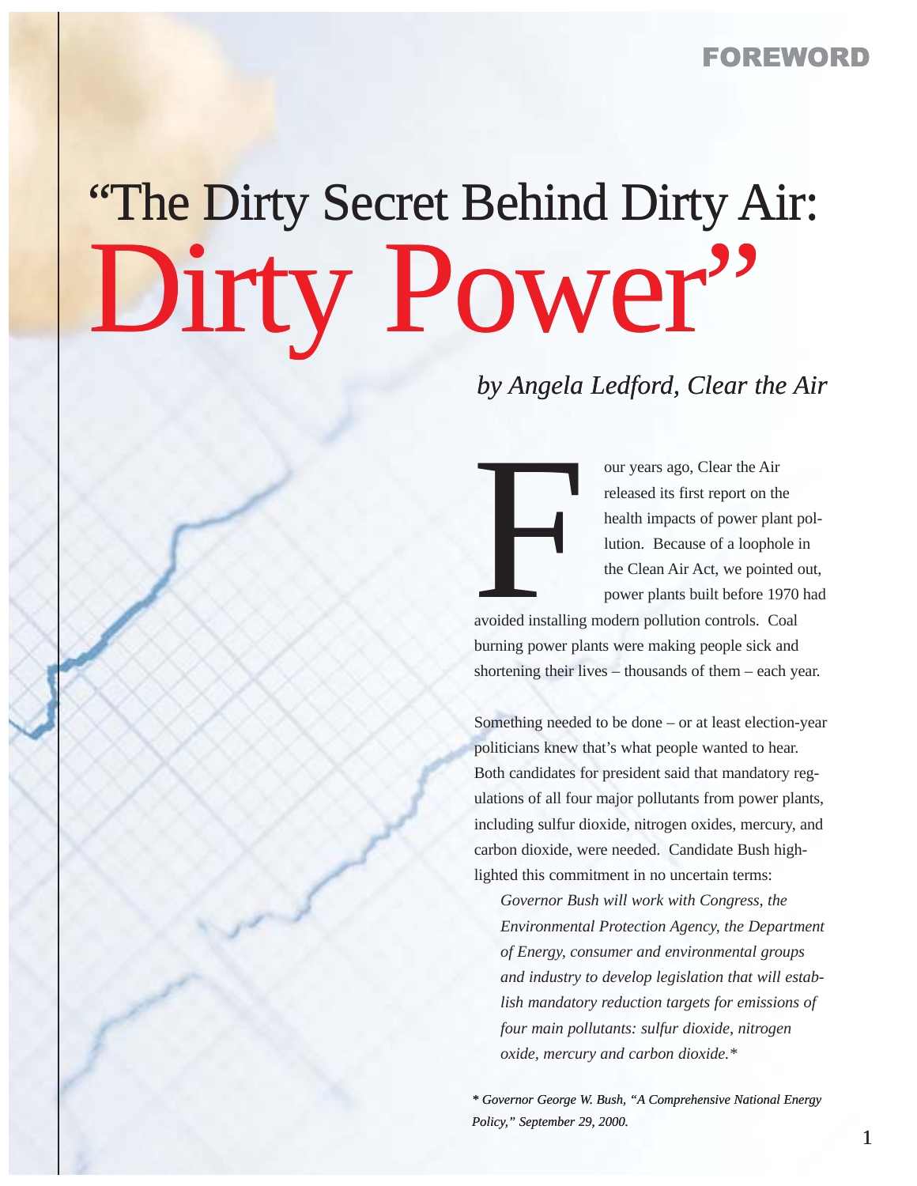FOREWORD

# "The Dirty Secret Behind Dirty Air: Dirty Power"

*by Angela Ledford, Clear the Air*

Four years ago, Clear the Air released its first report on the health impacts of power plant pollution. Because of a loophole in the Clean Air Act, we pointed out, power plants built before 1970 had avoided installing modern pollution controls. Coal burning power plants were making people sick and shortening their lives – thousands of them – each year.

Something needed to be done – or at least election-year politicians knew that's what people wanted to hear. Both candidates for president said that mandatory regulations of all four major pollutants from power plants, including sulfur dioxide, nitrogen oxides, mercury, and carbon dioxide, were needed. Candidate Bush highlighted this commitment in no uncertain terms:

> *Governor Bush will work with Congress, the Environmental Protection Agency, the Department of Energy, consumer and environmental groups and industry to develop legislation that will establish mandatory reduction targets for emissions of four main pollutants: sulfur dioxide, nitrogen oxide, mercury and carbon dioxide.**

***** *Governor George W. Bush, "A Comprehensive National Energy Policy," September 29, 2000.*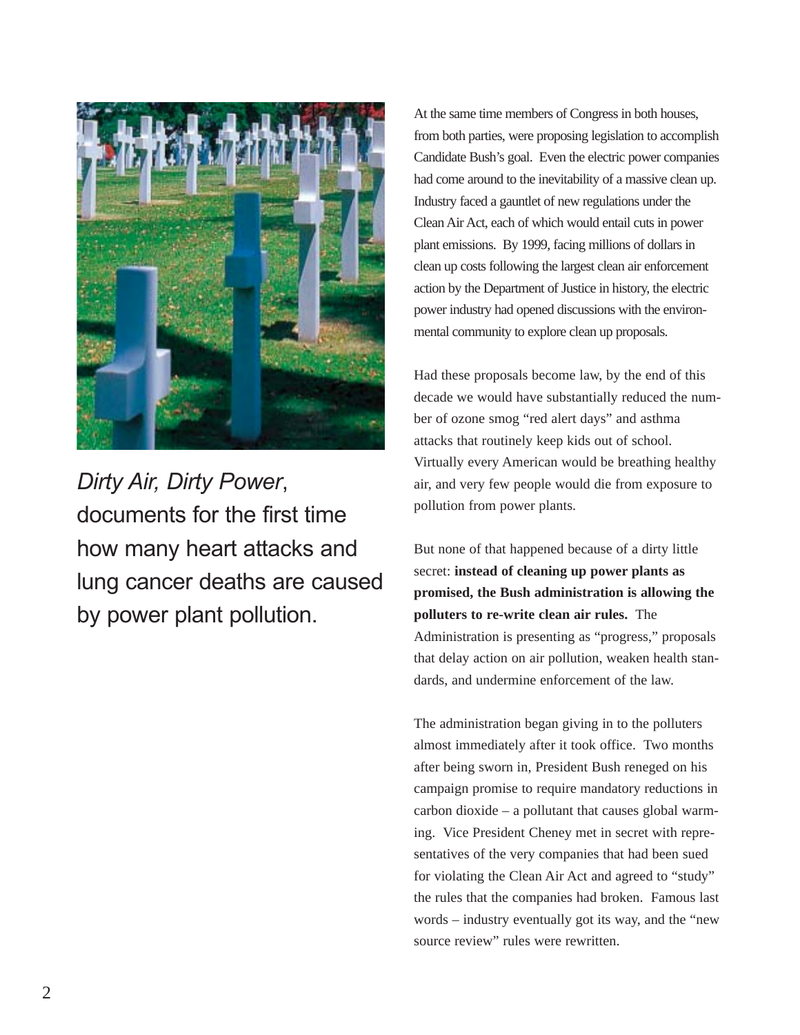*Dirty Air, Dirty Power*, documents for the first time how many heart attacks and lung cancer deaths are caused by power plant pollution.

At the same time members of Congress in both houses, from both parties, were proposing legislation to accomplish Candidate Bush's goal. Even the electric power companies had come around to the inevitability of a massive clean up. Industry faced a gauntlet of new regulations under the Clean Air Act, each of which would entail cuts in power plant emissions. By 1999, facing millions of dollars in clean up costs following the largest clean air enforcement action by the Department of Justice in history, the electric power industry had opened discussions with the environmental community to explore clean up proposals.

Had these proposals become law, by the end of this decade we would have substantially reduced the number of ozone smog "red alert days" and asthma attacks that routinely keep kids out of school. Virtually every American would be breathing healthy air, and very few people would die from exposure to pollution from power plants.

But none of that happened because of a dirty little secret: **instead of cleaning up power plants as promised, the Bush administration is allowing the polluters to re-write clean air rules.** The Administration is presenting as "progress," proposals that delay action on air pollution, weaken health standards, and undermine enforcement of the law.

The administration began giving in to the polluters almost immediately after it took office. Two months after being sworn in, President Bush reneged on his campaign promise to require mandatory reductions in carbon dioxide – a pollutant that causes global warming. Vice President Cheney met in secret with representatives of the very companies that had been sued for violating the Clean Air Act and agreed to "study" the rules that the companies had broken. Famous last words – industry eventually got its way, and the "new source review" rules were rewritten.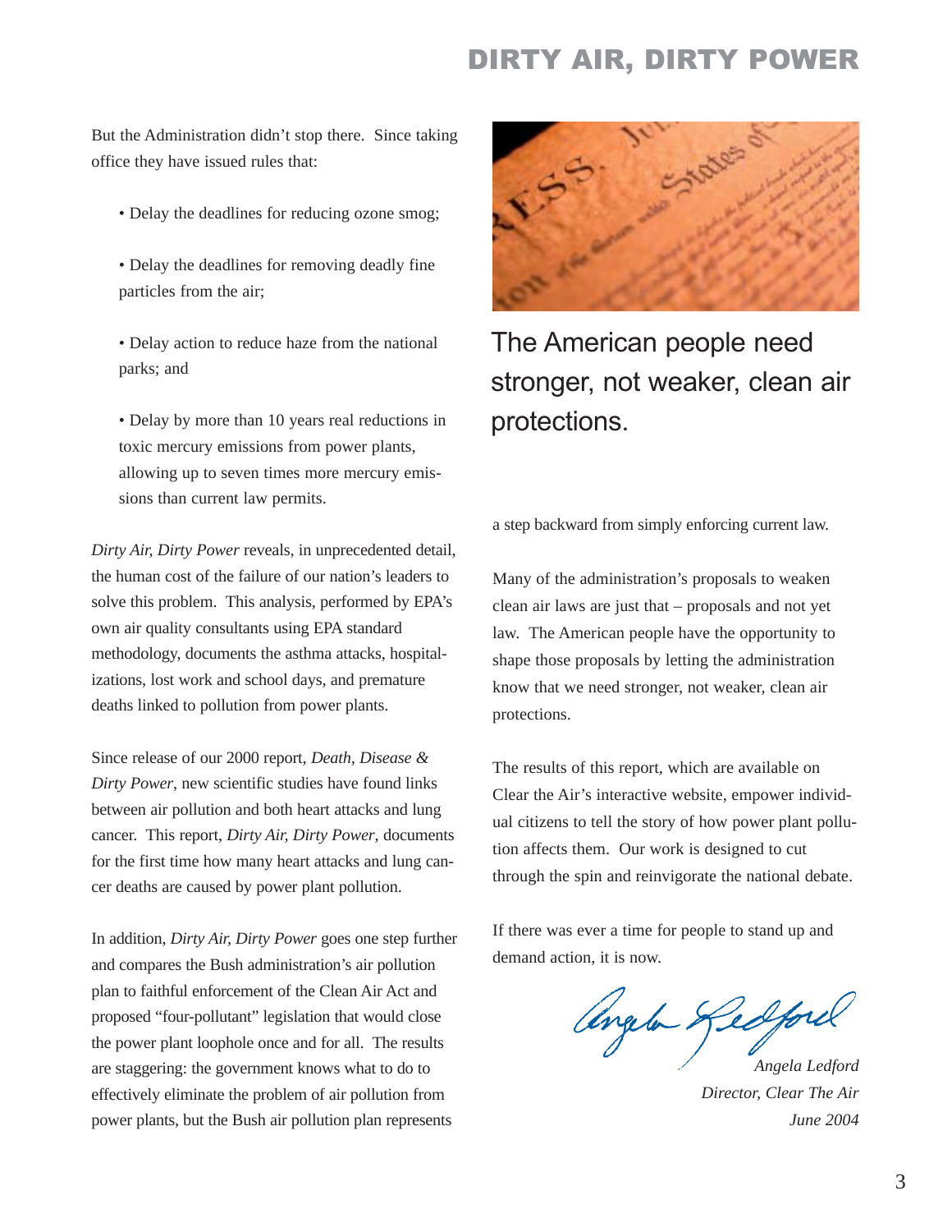But the Administration didn't stop there. Since taking office they have issued rules that:

- Delay the deadlines for reducing ozone smog;
- Delay the deadlines for removing deadly fine particles from the air;
- Delay action to reduce haze from the national parks; and
- Delay by more than 10 years real reductions in toxic mercury emissions from power plants, allowing up to seven times more mercury emissions than current law permits.

*Dirty Air, Dirty Power* reveals, in unprecedented detail, the human cost of the failure of our nation's leaders to solve this problem. This analysis, performed by EPA's own air quality consultants using EPA standard methodology, documents the asthma attacks, hospitalizations, lost work and school days, and premature deaths linked to pollution from power plants.

Since release of our 2000 report, *Death, Disease & Dirty Power*, new scientific studies have found links between air pollution and both heart attacks and lung cancer. This report, *Dirty Air, Dirty Power*, documents for the first time how many heart attacks and lung cancer deaths are caused by power plant pollution.

In addition, *Dirty Air, Dirty Power* goes one step further and compares the Bush administration's air pollution plan to faithful enforcement of the Clean Air Act and proposed "four-pollutant" legislation that would close the power plant loophole once and for all. The results are staggering: the government knows what to do to effectively eliminate the problem of air pollution from power plants, but the Bush air pollution plan represents a step backward from simply enforcing current law.

## The American people need stronger, not weaker, clean air protections.

Many of the administration's proposals to weaken clean air laws are just that – proposals and not yet law. The American people have the opportunity to shape those proposals by letting the administration know that we need stronger, not weaker, clean air protections.

The results of this report, which are available on Clear the Air's interactive website, empower individual citizens to tell the story of how power plant pollution affects them. Our work is designed to cut through the spin and reinvigorate the national debate.

If there was ever a time for people to stand up and demand action, it is now.

*Angela Ledford*
*Director, Clear The Air*
*June 2004*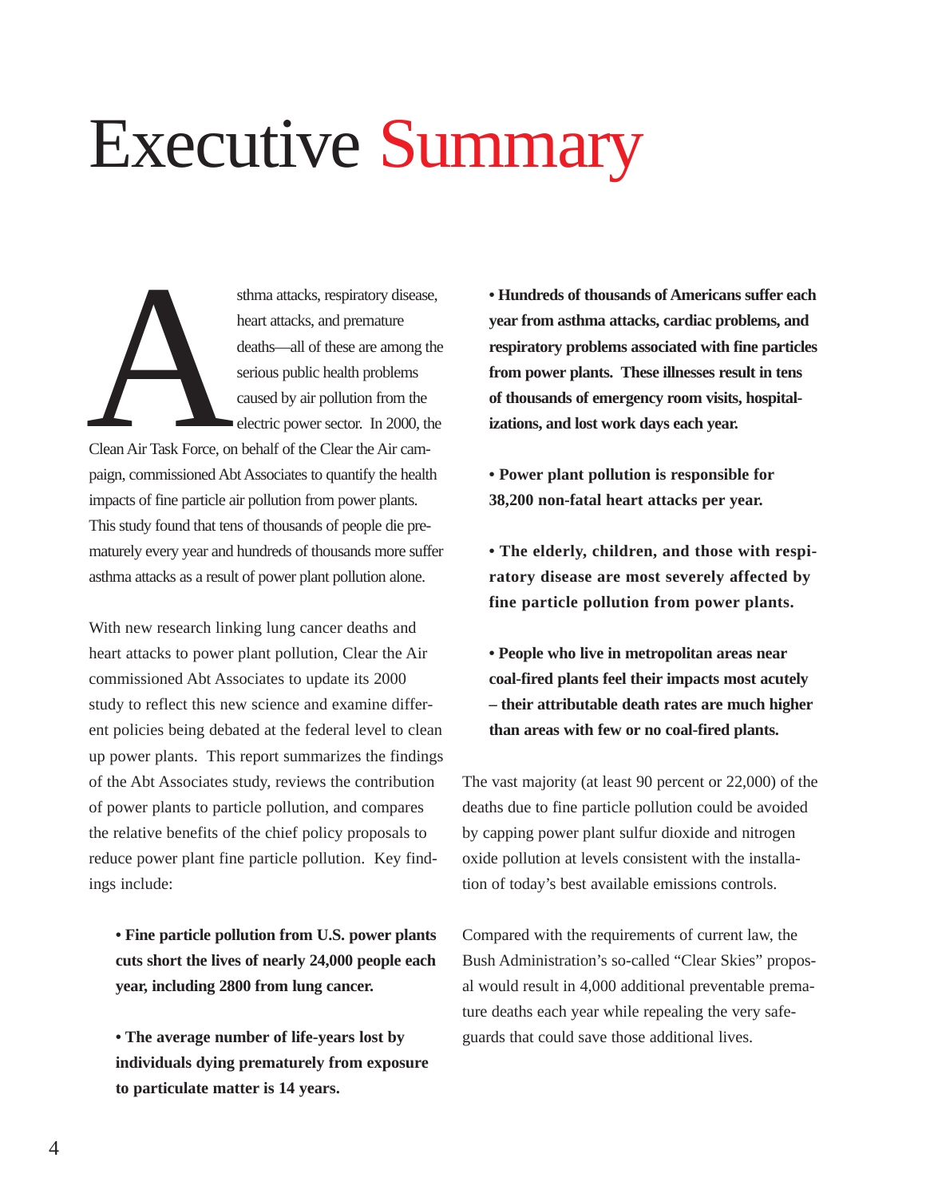# Executive Summary

Asthma attacks, respiratory disease, heart attacks, and premature deaths—all of these are among the serious public health problems caused by air pollution from the electric power sector. In 2000, the Clean Air Task Force, on behalf of the Clear the Air campaign, commissioned Abt Associates to quantify the health impacts of fine particle air pollution from power plants. This study found that tens of thousands of people die prematurely every year and hundreds of thousands more suffer asthma attacks as a result of power plant pollution alone.

With new research linking lung cancer deaths and heart attacks to power plant pollution, Clear the Air commissioned Abt Associates to update its 2000 study to reflect this new science and examine different policies being debated at the federal level to clean up power plants. This report summarizes the findings of the Abt Associates study, reviews the contribution of power plants to particle pollution, and compares the relative benefits of the chief policy proposals to reduce power plant fine particle pollution. Key findings include:

- **Fine particle pollution from U.S. power plants cuts short the lives of nearly 24,000 people each year, including 2800 from lung cancer.**

- **The average number of life-years lost by individuals dying prematurely from exposure to particulate matter is 14 years.**

- **Hundreds of thousands of Americans suffer each year from asthma attacks, cardiac problems, and respiratory problems associated with fine particles from power plants. These illnesses result in tens of thousands of emergency room visits, hospitalizations, and lost work days each year.**

- **Power plant pollution is responsible for 38,200 non-fatal heart attacks per year.**

- **The elderly, children, and those with respiratory disease are most severely affected by fine particle pollution from power plants.**

- **People who live in metropolitan areas near coal-fired plants feel their impacts most acutely – their attributable death rates are much higher than areas with few or no coal-fired plants.**

The vast majority (at least 90 percent or 22,000) of the deaths due to fine particle pollution could be avoided by capping power plant sulfur dioxide and nitrogen oxide pollution at levels consistent with the installation of today's best available emissions controls.

Compared with the requirements of current law, the Bush Administration's so-called "Clear Skies" proposal would result in 4,000 additional preventable premature deaths each year while repealing the very safeguards that could save those additional lives.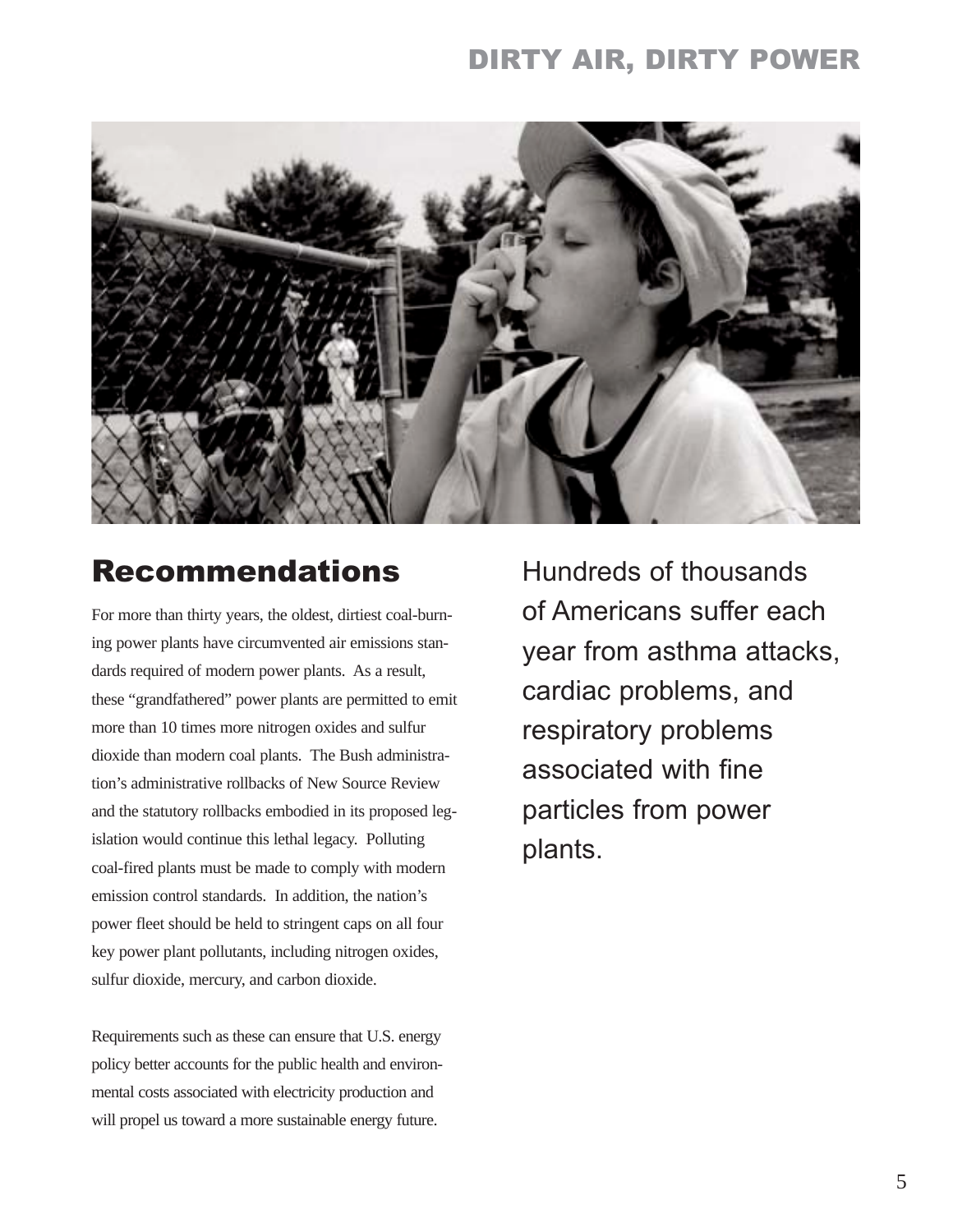## Recommendations

For more than thirty years, the oldest, dirtiest coal-burning power plants have circumvented air emissions standards required of modern power plants. As a result, these "grandfathered" power plants are permitted to emit more than 10 times more nitrogen oxides and sulfur dioxide than modern coal plants. The Bush administration's administrative rollbacks of New Source Review and the statutory rollbacks embodied in its proposed legislation would continue this lethal legacy. Polluting coal-fired plants must be made to comply with modern emission control standards. In addition, the nation's power fleet should be held to stringent caps on all four key power plant pollutants, including nitrogen oxides, sulfur dioxide, mercury, and carbon dioxide.

Requirements such as these can ensure that U.S. energy policy better accounts for the public health and environmental costs associated with electricity production and will propel us toward a more sustainable energy future.

Hundreds of thousands of Americans suffer each year from asthma attacks, cardiac problems, and respiratory problems associated with fine particles from power plants.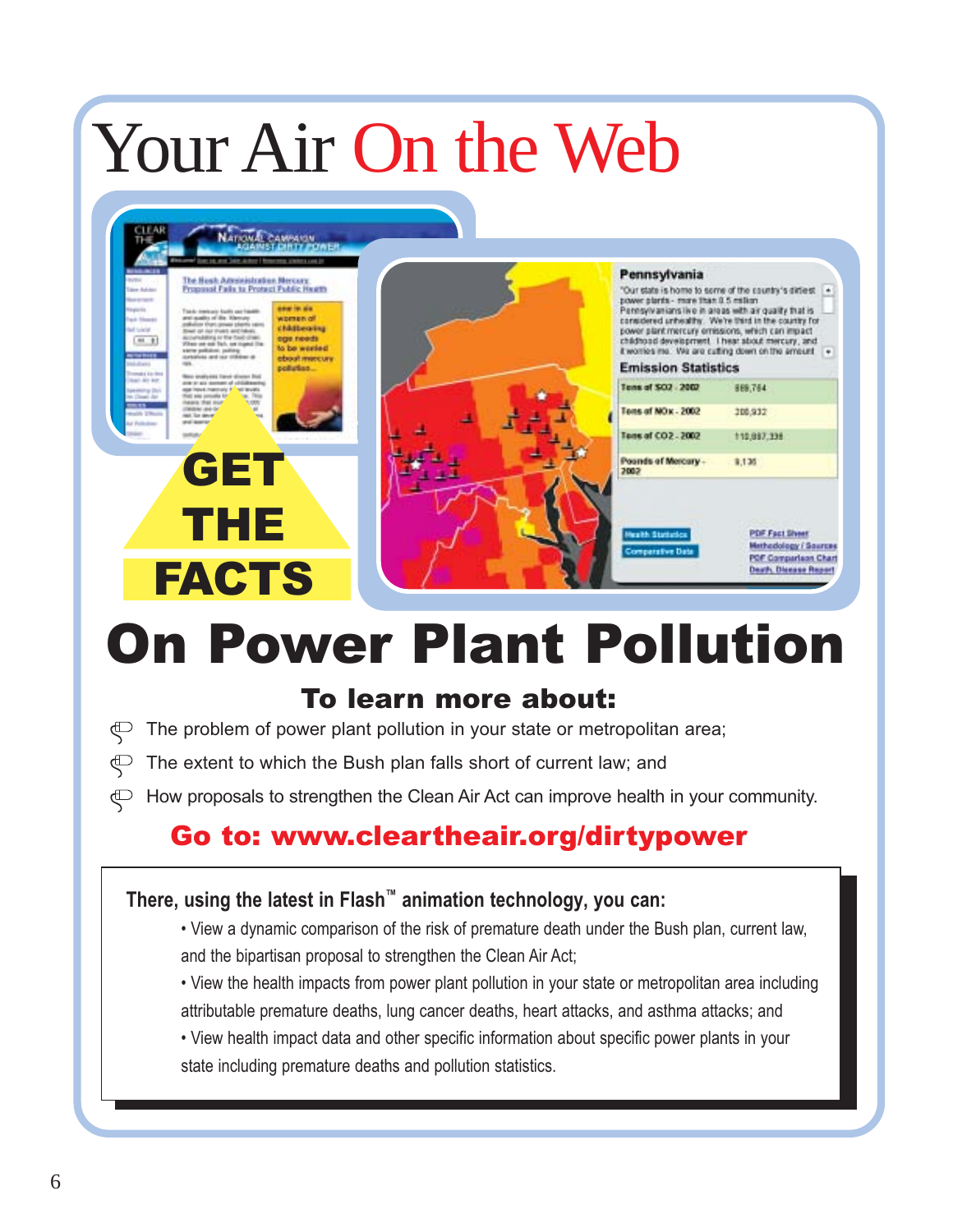# Your Air On the Web

GET THE FACTS

# On Power Plant Pollution

## To learn more about:

- The problem of power plant pollution in your state or metropolitan area;
- The extent to which the Bush plan falls short of current law; and
- How proposals to strengthen the Clean Air Act can improve health in your community.

**Go to: www.cleartheair.org/dirtypower**

**There, using the latest in Flash™ animation technology, you can:**

- View a dynamic comparison of the risk of premature death under the Bush plan, current law, and the bipartisan proposal to strengthen the Clean Air Act;
- View the health impacts from power plant pollution in your state or metropolitan area including attributable premature deaths, lung cancer deaths, heart attacks, and asthma attacks; and
- View health impact data and other specific information about specific power plants in your state including premature deaths and pollution statistics.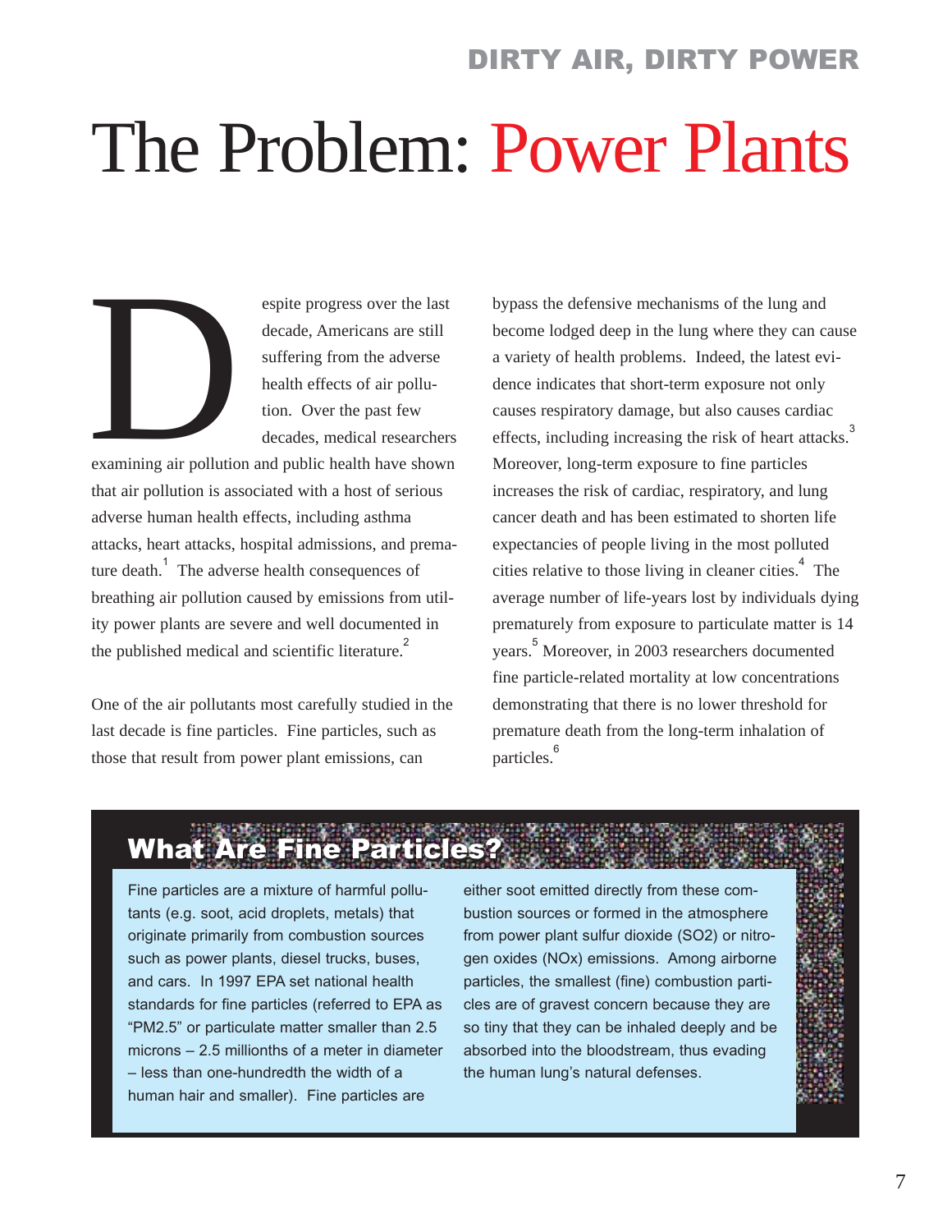# The Problem: Power Plants

Despite progress over the last decade, Americans are still suffering from the adverse health effects of air pollution. Over the past few decades, medical researchers examining air pollution and public health have shown that air pollution is associated with a host of serious adverse human health effects, including asthma attacks, heart attacks, hospital admissions, and premature death.[1] The adverse health consequences of breathing air pollution caused by emissions from utility power plants are severe and well documented in the published medical and scientific literature.[2]

One of the air pollutants most carefully studied in the last decade is fine particles. Fine particles, such as those that result from power plant emissions, can bypass the defensive mechanisms of the lung and become lodged deep in the lung where they can cause a variety of health problems. Indeed, the latest evidence indicates that short-term exposure not only causes respiratory damage, but also causes cardiac effects, including increasing the risk of heart attacks.[3] Moreover, long-term exposure to fine particles increases the risk of cardiac, respiratory, and lung cancer death and has been estimated to shorten life expectancies of people living in the most polluted cities relative to those living in cleaner cities.[4] The average number of life-years lost by individuals dying prematurely from exposure to particulate matter is 14 years.[5] Moreover, in 2003 researchers documented fine particle-related mortality at low concentrations demonstrating that there is no lower threshold for premature death from the long-term inhalation of particles.[6]

## What Are Fine Particles?

Fine particles are a mixture of harmful pollutants (e.g. soot, acid droplets, metals) that originate primarily from combustion sources such as power plants, diesel trucks, buses, and cars. In 1997 EPA set national health standards for fine particles (referred to EPA as "PM2.5" or particulate matter smaller than 2.5 microns – 2.5 millionths of a meter in diameter – less than one-hundredth the width of a human hair and smaller). Fine particles are either soot emitted directly from these combustion sources or formed in the atmosphere from power plant sulfur dioxide ($SO_2$) or nitrogen oxides ($NO_x$) emissions. Among airborne particles, the smallest (fine) combustion particles are of gravest concern because they are so tiny that they can be inhaled deeply and be absorbed into the bloodstream, thus evading the human lung's natural defenses.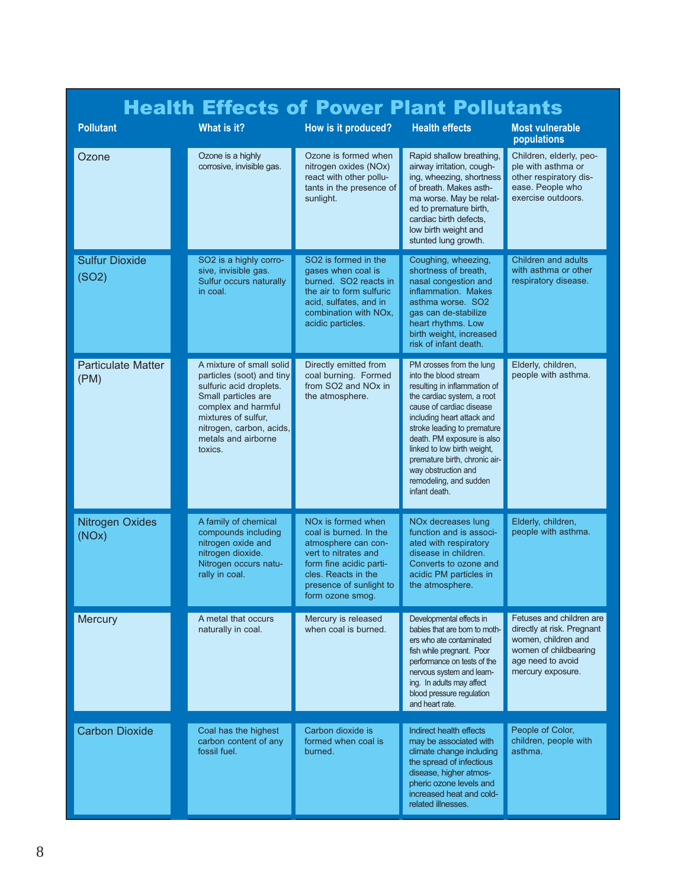# Health Effects of Power Plant Pollutants

| Pollutant | What is it? | How is it produced? | Health effects | Most vulnerable populations |
|---|---|---|---|---|
| Ozone | Ozone is a highly corrosive, invisible gas. | Ozone is formed when nitrogen oxides (NOx) react with other pollutants in the presence of sunlight. | Rapid shallow breathing, airway irritation, coughing, wheezing, shortness of breath. Makes asthma worse. May be related to premature birth, cardiac birth defects, low birth weight and stunted lung growth. | Children, elderly, people with asthma or other respiratory disease. People who exercise outdoors. |
| Sulfur Dioxide ($SO_2$) | $SO_2$ is a highly corrosive, invisible gas. Sulfur occurs naturally in coal. | $SO_2$ is formed in the gases when coal is burned. $SO_2$ reacts in the air to form sulfuric acid, sulfates, and in combination with NOx, acidic particles. | Coughing, wheezing, shortness of breath, nasal congestion and inflammation. Makes asthma worse. $SO_2$ gas can de-stabilize heart rhythms. Low birth weight, increased risk of infant death. | Children and adults with asthma or other respiratory disease. |
| Particulate Matter (PM) | A mixture of small solid particles (soot) and tiny sulfuric acid droplets. Small particles are complex and harmful mixtures of sulfur, nitrogen, carbon, acids, metals and airborne toxics. | Directly emitted from coal burning. Formed from $SO_2$ and NOx in the atmosphere. | PM crosses from the lung into the blood stream resulting in inflammation of the cardiac system, a root cause of cardiac disease including heart attack and stroke leading to premature death. PM exposure is also linked to low birth weight, premature birth, chronic airway obstruction and remodeling, and sudden infant death. | Elderly, children, people with asthma. |
| Nitrogen Oxides (NOx) | A family of chemical compounds including nitrogen oxide and nitrogen dioxide. Nitrogen occurs naturally in coal. | NOx is formed when coal is burned. In the atmosphere can convert to nitrates and form fine acidic particles. Reacts in the presence of sunlight to form ozone smog. | NOx decreases lung function and is associated with respiratory disease in children. Converts to ozone and acidic PM particles in the atmosphere. | Elderly, children, people with asthma. |
| Mercury | A metal that occurs naturally in coal. | Mercury is released when coal is burned. | Developmental effects in babies that are born to mothers who ate contaminated fish while pregnant. Poor performance on tests of the nervous system and learning. In adults may affect blood pressure regulation and heart rate. | Fetuses and children are directly at risk. Pregnant women, children and women of childbearing age need to avoid mercury exposure. |
| Carbon Dioxide | Coal has the highest carbon content of any fossil fuel. | Carbon dioxide is formed when coal is burned. | Indirect health effects may be associated with climate change including the spread of infectious disease, higher atmospheric ozone levels and increased heat and cold-related illnesses. | People of Color, children, people with asthma. |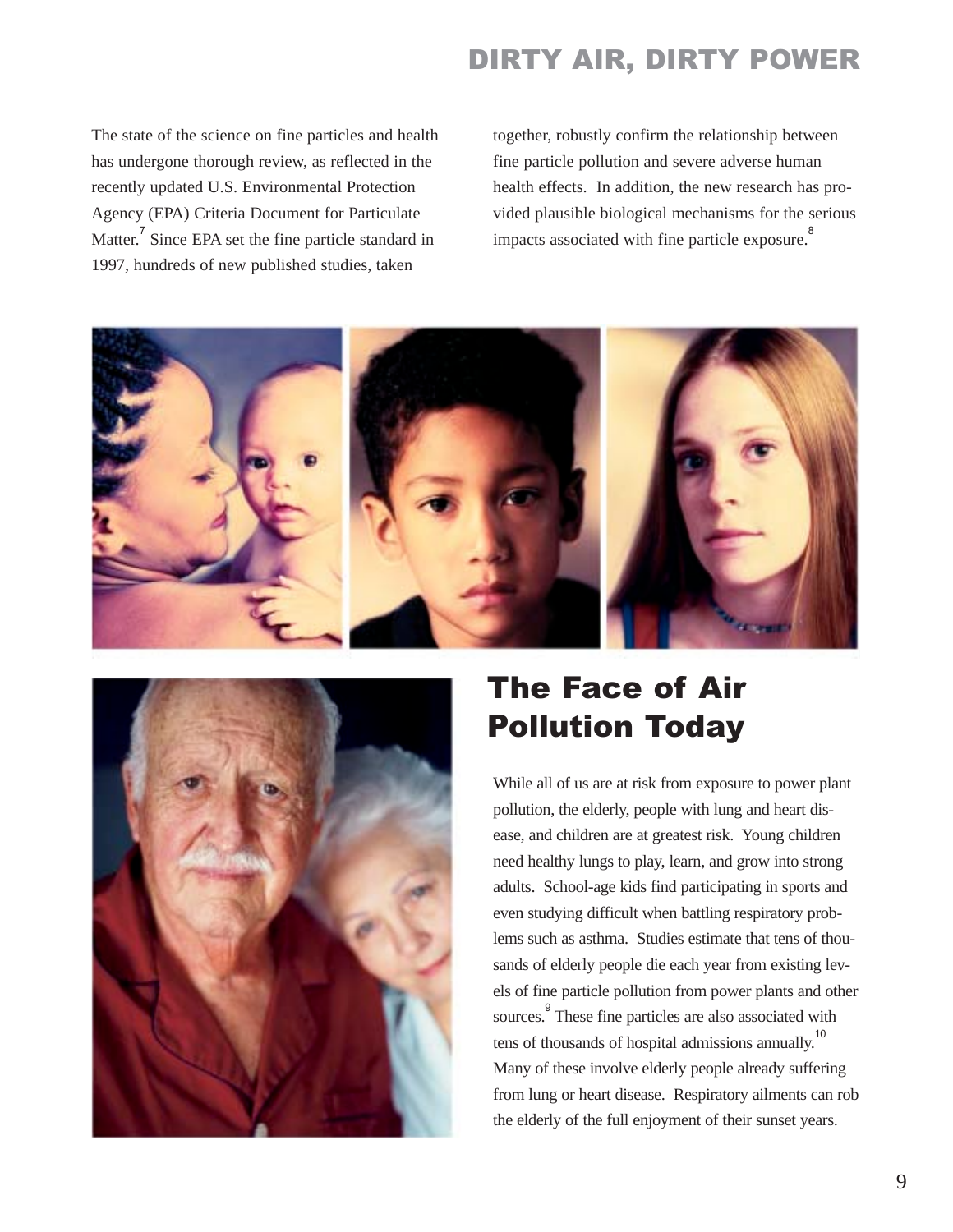The state of the science on fine particles and health has undergone thorough review, as reflected in the recently updated U.S. Environmental Protection Agency (EPA) Criteria Document for Particulate Matter.[7] Since EPA set the fine particle standard in 1997, hundreds of new published studies, taken together, robustly confirm the relationship between fine particle pollution and severe adverse human health effects. In addition, the new research has provided plausible biological mechanisms for the serious impacts associated with fine particle exposure.[8]

## The Face of Air Pollution Today

While all of us are at risk from exposure to power plant pollution, the elderly, people with lung and heart disease, and children are at greatest risk. Young children need healthy lungs to play, learn, and grow into strong adults. School-age kids find participating in sports and even studying difficult when battling respiratory problems such as asthma. Studies estimate that tens of thousands of elderly people die each year from existing levels of fine particle pollution from power plants and other sources.[9] These fine particles are also associated with tens of thousands of hospital admissions annually.[10] Many of these involve elderly people already suffering from lung or heart disease. Respiratory ailments can rob the elderly of the full enjoyment of their sunset years.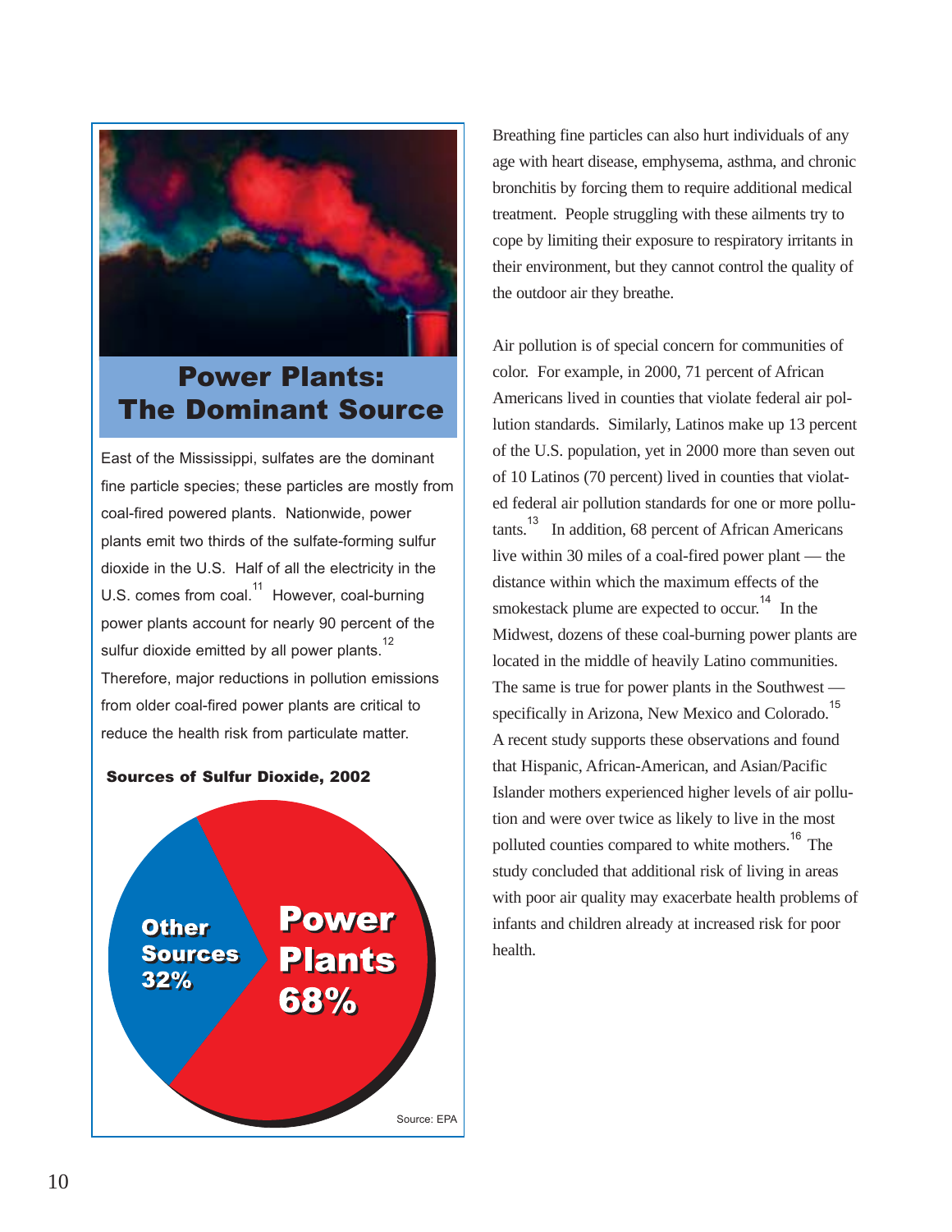## Power Plants: The Dominant Source

East of the Mississippi, sulfates are the dominant fine particle species; these particles are mostly from coal-fired powered plants. Nationwide, power plants emit two thirds of the sulfate-forming sulfur dioxide in the U.S. Half of all the electricity in the U.S. comes from coal.[11] However, coal-burning power plants account for nearly 90 percent of the sulfur dioxide emitted by all power plants.[12] Therefore, major reductions in pollution emissions from older coal-fired power plants are critical to reduce the health risk from particulate matter.

**Sources of Sulfur Dioxide, 2002**

| Source | Share |
|---|---|
| Power Plants | 68% |
| Other Sources | 32% |

Source: EPA

Breathing fine particles can also hurt individuals of any age with heart disease, emphysema, asthma, and chronic bronchitis by forcing them to require additional medical treatment. People struggling with these ailments try to cope by limiting their exposure to respiratory irritants in their environment, but they cannot control the quality of the outdoor air they breathe.

Air pollution is of special concern for communities of color. For example, in 2000, 71 percent of African Americans lived in counties that violate federal air pollution standards. Similarly, Latinos make up 13 percent of the U.S. population, yet in 2000 more than seven out of 10 Latinos (70 percent) lived in counties that violated federal air pollution standards for one or more pollutants.[13] In addition, 68 percent of African Americans live within 30 miles of a coal-fired power plant — the distance within which the maximum effects of the smokestack plume are expected to occur.[14] In the Midwest, dozens of these coal-burning power plants are located in the middle of heavily Latino communities. The same is true for power plants in the Southwest — specifically in Arizona, New Mexico and Colorado.[15] A recent study supports these observations and found that Hispanic, African-American, and Asian/Pacific Islander mothers experienced higher levels of air pollution and were over twice as likely to live in the most polluted counties compared to white mothers.[16] The study concluded that additional risk of living in areas with poor air quality may exacerbate health problems of infants and children already at increased risk for poor health.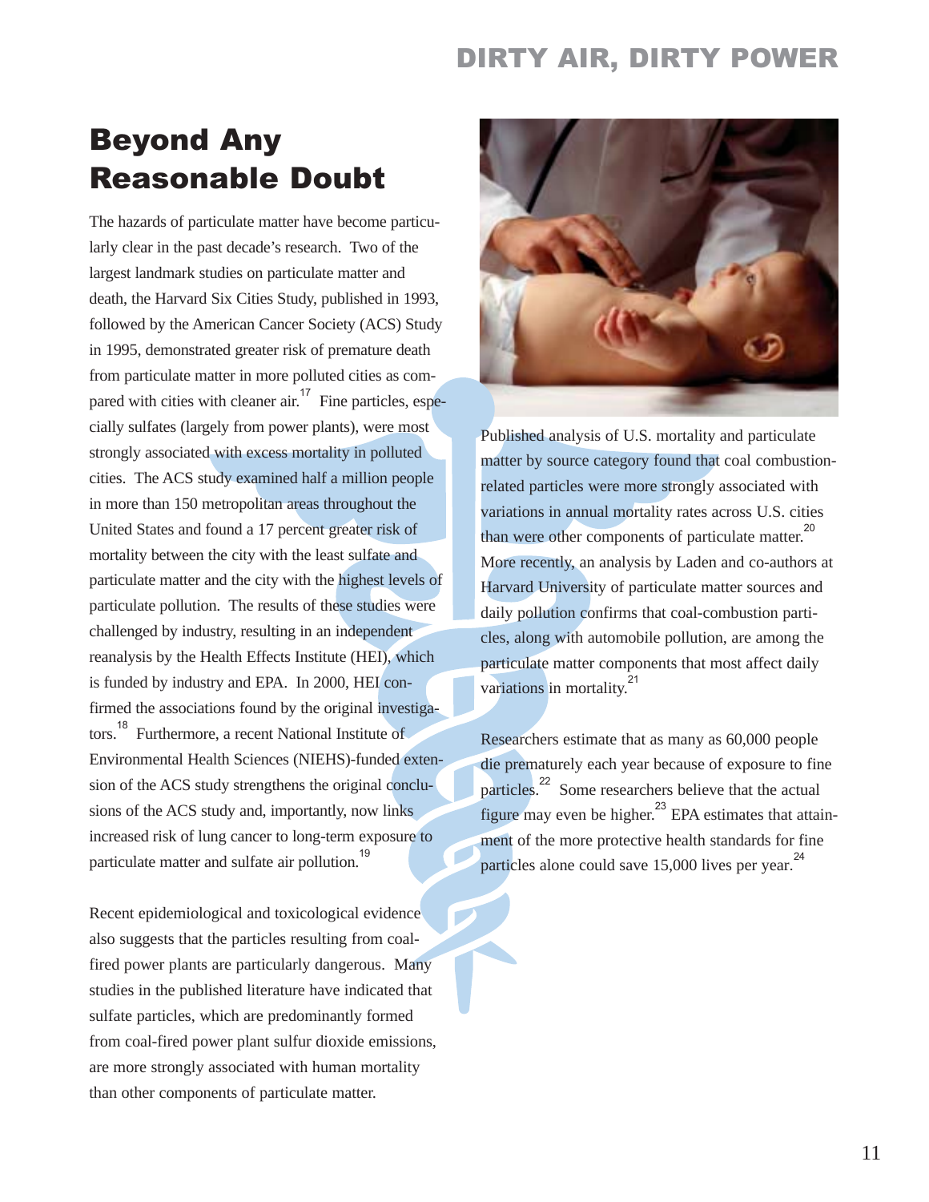## Beyond Any Reasonable Doubt

The hazards of particulate matter have become particularly clear in the past decade's research. Two of the largest landmark studies on particulate matter and death, the Harvard Six Cities Study, published in 1993, followed by the American Cancer Society (ACS) Study in 1995, demonstrated greater risk of premature death from particulate matter in more polluted cities as compared with cities with cleaner air.[17] Fine particles, especially sulfates (largely from power plants), were most strongly associated with excess mortality in polluted cities. The ACS study examined half a million people in more than 150 metropolitan areas throughout the United States and found a 17 percent greater risk of mortality between the city with the least sulfate and particulate matter and the city with the highest levels of particulate pollution. The results of these studies were challenged by industry, resulting in an independent reanalysis by the Health Effects Institute (HEI), which is funded by industry and EPA. In 2000, HEI confirmed the associations found by the original investigators.[18] Furthermore, a recent National Institute of Environmental Health Sciences (NIEHS)-funded extension of the ACS study strengthens the original conclusions of the ACS study and, importantly, now links increased risk of lung cancer to long-term exposure to particulate matter and sulfate air pollution.[19]

Recent epidemiological and toxicological evidence also suggests that the particles resulting from coal-fired power plants are particularly dangerous. Many studies in the published literature have indicated that sulfate particles, which are predominantly formed from coal-fired power plant sulfur dioxide emissions, are more strongly associated with human mortality than other components of particulate matter.

Published analysis of U.S. mortality and particulate matter by source category found that coal combustion-related particles were more strongly associated with variations in annual mortality rates across U.S. cities than were other components of particulate matter.[20] More recently, an analysis by Laden and co-authors at Harvard University of particulate matter sources and daily pollution confirms that coal-combustion particles, along with automobile pollution, are among the particulate matter components that most affect daily variations in mortality.[21]

Researchers estimate that as many as 60,000 people die prematurely each year because of exposure to fine particles.[22] Some researchers believe that the actual figure may even be higher.[23] EPA estimates that attainment of the more protective health standards for fine particles alone could save 15,000 lives per year.[24]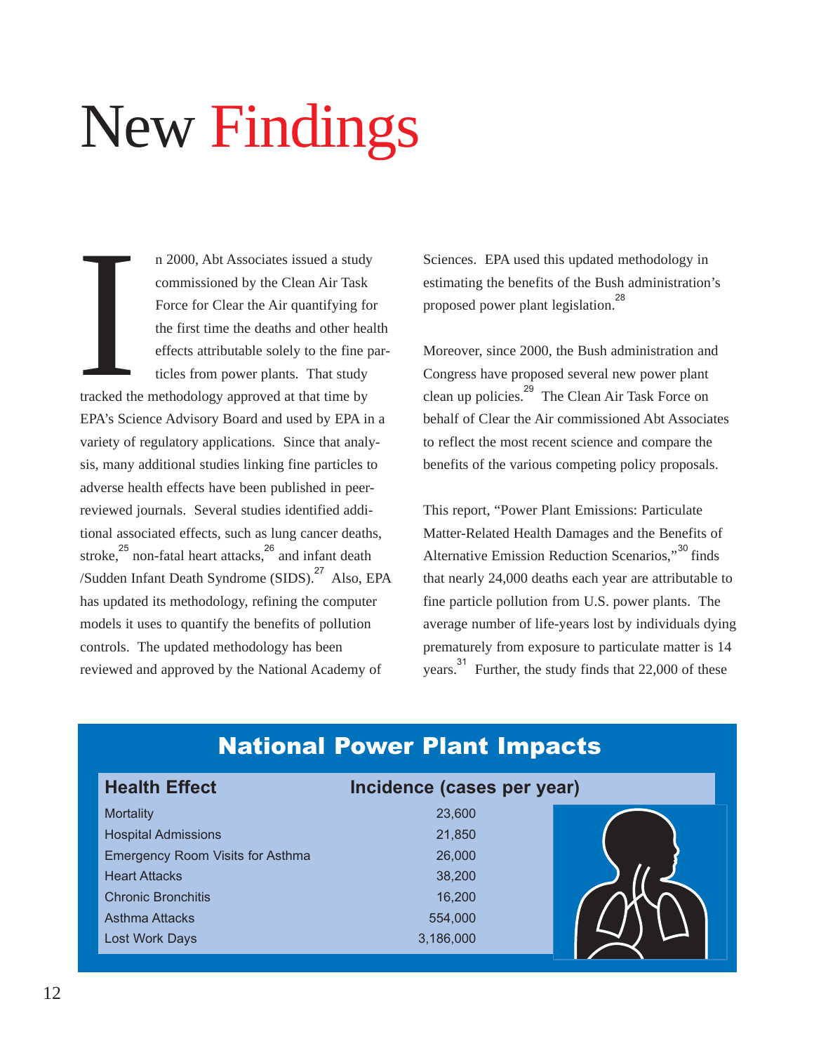# New Findings

In 2000, Abt Associates issued a study commissioned by the Clean Air Task Force for Clear the Air quantifying for the first time the deaths and other health effects attributable solely to the fine particles from power plants. That study tracked the methodology approved at that time by EPA's Science Advisory Board and used by EPA in a variety of regulatory applications. Since that analysis, many additional studies linking fine particles to adverse health effects have been published in peer-reviewed journals. Several studies identified additional associated effects, such as lung cancer deaths, stroke,[25] non-fatal heart attacks,[26] and infant death /Sudden Infant Death Syndrome (SIDS).[27] Also, EPA has updated its methodology, refining the computer models it uses to quantify the benefits of pollution controls. The updated methodology has been reviewed and approved by the National Academy of Sciences. EPA used this updated methodology in estimating the benefits of the Bush administration's proposed power plant legislation.[28]

Moreover, since 2000, the Bush administration and Congress have proposed several new power plant clean up policies.[29] The Clean Air Task Force on behalf of Clear the Air commissioned Abt Associates to reflect the most recent science and compare the benefits of the various competing policy proposals.

This report, "Power Plant Emissions: Particulate Matter-Related Health Damages and the Benefits of Alternative Emission Reduction Scenarios,"[30] finds that nearly 24,000 deaths each year are attributable to fine particle pollution from U.S. power plants. The average number of life-years lost by individuals dying prematurely from exposure to particulate matter is 14 years.[31] Further, the study finds that 22,000 of these

## National Power Plant Impacts

| Health Effect | Incidence (cases per year) |
|---|---|
| Mortality | 23,600 |
| Hospital Admissions | 21,850 |
| Emergency Room Visits for Asthma | 26,000 |
| Heart Attacks | 38,200 |
| Chronic Bronchitis | 16,200 |
| Asthma Attacks | 554,000 |
| Lost Work Days | 3,186,000 |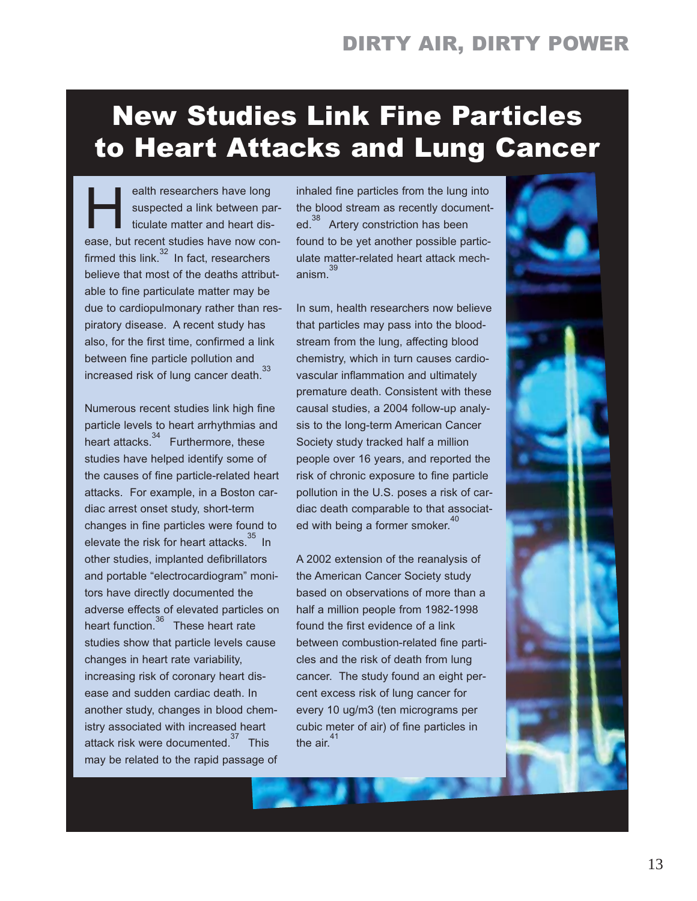# New Studies Link Fine Particles to Heart Attacks and Lung Cancer

Health researchers have long suspected a link between particulate matter and heart disease, but recent studies have now confirmed this link.[32] In fact, researchers believe that most of the deaths attributable to fine particulate matter may be due to cardiopulmonary rather than respiratory disease. A recent study has also, for the first time, confirmed a link between fine particle pollution and increased risk of lung cancer death.[33]

Numerous recent studies link high fine particle levels to heart arrhythmias and heart attacks.[34] Furthermore, these studies have helped identify some of the causes of fine particle-related heart attacks. For example, in a Boston cardiac arrest onset study, short-term changes in fine particles were found to elevate the risk for heart attacks.[35] In other studies, implanted defibrillators and portable "electrocardiogram" monitors have directly documented the adverse effects of elevated particles on heart function.[36] These heart rate studies show that particle levels cause changes in heart rate variability, increasing risk of coronary heart disease and sudden cardiac death. In another study, changes in blood chemistry associated with increased heart attack risk were documented.[37] This may be related to the rapid passage of inhaled fine particles from the lung into the blood stream as recently documented.[38] Artery constriction has been found to be yet another possible particulate matter-related heart attack mechanism.[39]

In sum, health researchers now believe that particles may pass into the bloodstream from the lung, affecting blood chemistry, which in turn causes cardiovascular inflammation and ultimately premature death. Consistent with these causal studies, a 2004 follow-up analysis to the long-term American Cancer Society study tracked half a million people over 16 years, and reported the risk of chronic exposure to fine particle pollution in the U.S. poses a risk of cardiac death comparable to that associated with being a former smoker.[40]

A 2002 extension of the reanalysis of the American Cancer Society study based on observations of more than a half a million people from 1982-1998 found the first evidence of a link between combustion-related fine particles and the risk of death from lung cancer. The study found an eight percent excess risk of lung cancer for every 10 ug/m3 (ten micrograms per cubic meter of air) of fine particles in the air.[41]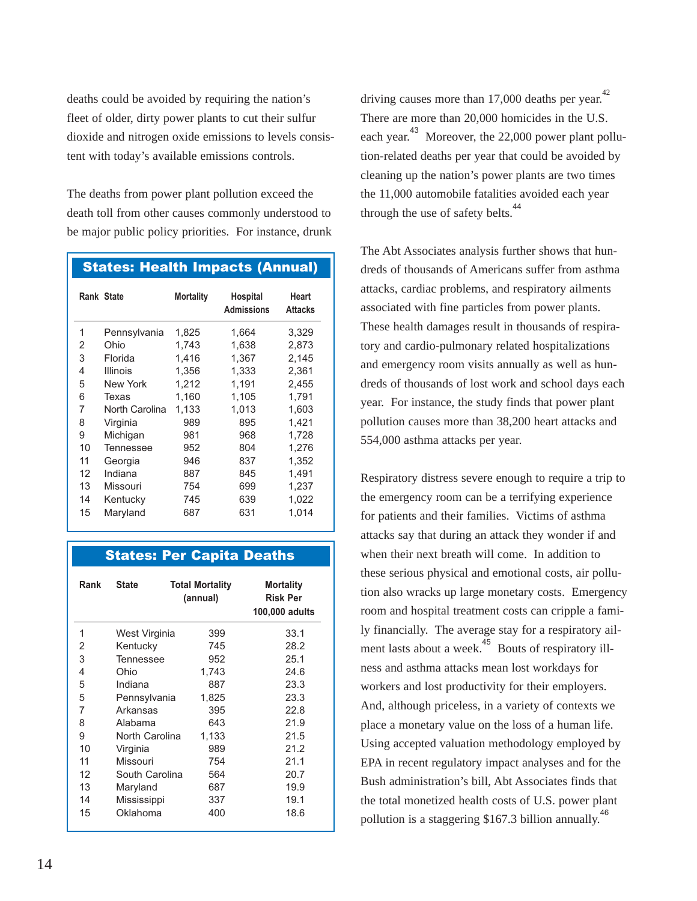deaths could be avoided by requiring the nation's fleet of older, dirty power plants to cut their sulfur dioxide and nitrogen oxide emissions to levels consistent with today's available emissions controls.

The deaths from power plant pollution exceed the death toll from other causes commonly understood to be major public policy priorities. For instance, drunk driving causes more than 17,000 deaths per year.[42] There are more than 20,000 homicides in the U.S. each year.[43] Moreover, the 22,000 power plant pollution-related deaths per year that could be avoided by cleaning up the nation's power plants are two times the 11,000 automobile fatalities avoided each year through the use of safety belts.[44]

### States: Health Impacts (Annual)

| Rank | State | Mortality | Hospital Admissions | Heart Attacks |
|---|---|---|---|---|
| 1 | Pennsylvania | 1,825 | 1,664 | 3,329 |
| 2 | Ohio | 1,743 | 1,638 | 2,873 |
| 3 | Florida | 1,416 | 1,367 | 2,145 |
| 4 | Illinois | 1,356 | 1,333 | 2,361 |
| 5 | New York | 1,212 | 1,191 | 2,455 |
| 6 | Texas | 1,160 | 1,105 | 1,791 |
| 7 | North Carolina | 1,133 | 1,013 | 1,603 |
| 8 | Virginia | 989 | 895 | 1,421 |
| 9 | Michigan | 981 | 968 | 1,728 |
| 10 | Tennessee | 952 | 804 | 1,276 |
| 11 | Georgia | 946 | 837 | 1,352 |
| 12 | Indiana | 887 | 845 | 1,491 |
| 13 | Missouri | 754 | 699 | 1,237 |
| 14 | Kentucky | 745 | 639 | 1,022 |
| 15 | Maryland | 687 | 631 | 1,014 |

### States: Per Capita Deaths

| Rank | State | Total Mortality (annual) | Mortality Risk Per 100,000 adults |
|---|---|---|---|
| 1 | West Virginia | 399 | 33.1 |
| 2 | Kentucky | 745 | 28.2 |
| 3 | Tennessee | 952 | 25.1 |
| 4 | Ohio | 1,743 | 24.6 |
| 5 | Indiana | 887 | 23.3 |
| 5 | Pennsylvania | 1,825 | 23.3 |
| 7 | Arkansas | 395 | 22.8 |
| 8 | Alabama | 643 | 21.9 |
| 9 | North Carolina | 1,133 | 21.5 |
| 10 | Virginia | 989 | 21.2 |
| 11 | Missouri | 754 | 21.1 |
| 12 | South Carolina | 564 | 20.7 |
| 13 | Maryland | 687 | 19.9 |
| 14 | Mississippi | 337 | 19.1 |
| 15 | Oklahoma | 400 | 18.6 |

The Abt Associates analysis further shows that hundreds of thousands of Americans suffer from asthma attacks, cardiac problems, and respiratory ailments associated with fine particles from power plants. These health damages result in thousands of respiratory and cardio-pulmonary related hospitalizations and emergency room visits annually as well as hundreds of thousands of lost work and school days each year. For instance, the study finds that power plant pollution causes more than 38,200 heart attacks and 554,000 asthma attacks per year.

Respiratory distress severe enough to require a trip to the emergency room can be a terrifying experience for patients and their families. Victims of asthma attacks say that during an attack they wonder if and when their next breath will come. In addition to these serious physical and emotional costs, air pollution also wracks up large monetary costs. Emergency room and hospital treatment costs can cripple a family financially. The average stay for a respiratory ailment lasts about a week.[45] Bouts of respiratory illness and asthma attacks mean lost workdays for workers and lost productivity for their employers. And, although priceless, in a variety of contexts we place a monetary value on the loss of a human life. Using accepted valuation methodology employed by EPA in recent regulatory impact analyses and for the Bush administration's bill, Abt Associates finds that the total monetized health costs of U.S. power plant pollution is a staggering $167.3 billion annually.[46]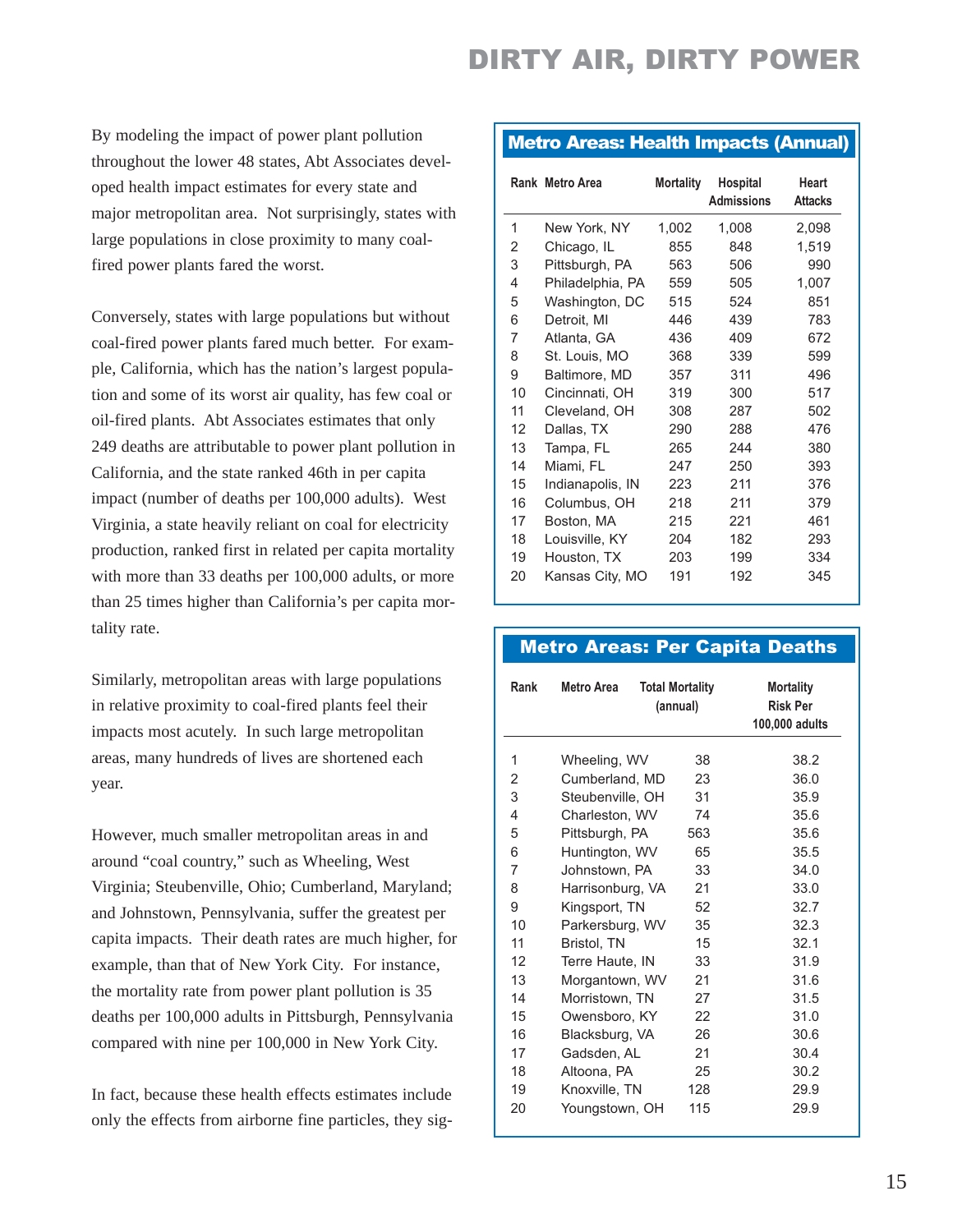By modeling the impact of power plant pollution throughout the lower 48 states, Abt Associates developed health impact estimates for every state and major metropolitan area. Not surprisingly, states with large populations in close proximity to many coal-fired power plants fared the worst.

Conversely, states with large populations but without coal-fired power plants fared much better. For example, California, which has the nation's largest population and some of its worst air quality, has few coal or oil-fired plants. Abt Associates estimates that only 249 deaths are attributable to power plant pollution in California, and the state ranked 46th in per capita impact (number of deaths per 100,000 adults). West Virginia, a state heavily reliant on coal for electricity production, ranked first in related per capita mortality with more than 33 deaths per 100,000 adults, or more than 25 times higher than California's per capita mortality rate.

Similarly, metropolitan areas with large populations in relative proximity to coal-fired plants feel their impacts most acutely. In such large metropolitan areas, many hundreds of lives are shortened each year.

However, much smaller metropolitan areas in and around "coal country," such as Wheeling, West Virginia; Steubenville, Ohio; Cumberland, Maryland; and Johnstown, Pennsylvania, suffer the greatest per capita impacts. Their death rates are much higher, for example, than that of New York City. For instance, the mortality rate from power plant pollution is 35 deaths per 100,000 adults in Pittsburgh, Pennsylvania compared with nine per 100,000 in New York City.

In fact, because these health effects estimates include only the effects from airborne fine particles, they sig-

### Metro Areas: Health Impacts (Annual)

| Rank | Metro Area | Mortality | Hospital Admissions | Heart Attacks |
|---|---|---|---|---|
| 1 | New York, NY | 1,002 | 1,008 | 2,098 |
| 2 | Chicago, IL | 855 | 848 | 1,519 |
| 3 | Pittsburgh, PA | 563 | 506 | 990 |
| 4 | Philadelphia, PA | 559 | 505 | 1,007 |
| 5 | Washington, DC | 515 | 524 | 851 |
| 6 | Detroit, MI | 446 | 439 | 783 |
| 7 | Atlanta, GA | 436 | 409 | 672 |
| 8 | St. Louis, MO | 368 | 339 | 599 |
| 9 | Baltimore, MD | 357 | 311 | 496 |
| 10 | Cincinnati, OH | 319 | 300 | 517 |
| 11 | Cleveland, OH | 308 | 287 | 502 |
| 12 | Dallas, TX | 290 | 288 | 476 |
| 13 | Tampa, FL | 265 | 244 | 380 |
| 14 | Miami, FL | 247 | 250 | 393 |
| 15 | Indianapolis, IN | 223 | 211 | 376 |
| 16 | Columbus, OH | 218 | 211 | 379 |
| 17 | Boston, MA | 215 | 221 | 461 |
| 18 | Louisville, KY | 204 | 182 | 293 |
| 19 | Houston, TX | 203 | 199 | 334 |
| 20 | Kansas City, MO | 191 | 192 | 345 |

### Metro Areas: Per Capita Deaths

| Rank | Metro Area | Total Mortality (annual) | Mortality Risk Per 100,000 adults |
|---|---|---|---|
| 1 | Wheeling, WV | 38 | 38.2 |
| 2 | Cumberland, MD | 23 | 36.0 |
| 3 | Steubenville, OH | 31 | 35.9 |
| 4 | Charleston, WV | 74 | 35.6 |
| 5 | Pittsburgh, PA | 563 | 35.6 |
| 6 | Huntington, WV | 65 | 35.5 |
| 7 | Johnstown, PA | 33 | 34.0 |
| 8 | Harrisonburg, VA | 21 | 33.0 |
| 9 | Kingsport, TN | 52 | 32.7 |
| 10 | Parkersburg, WV | 35 | 32.3 |
| 11 | Bristol, TN | 15 | 32.1 |
| 12 | Terre Haute, IN | 33 | 31.9 |
| 13 | Morgantown, WV | 21 | 31.6 |
| 14 | Morristown, TN | 27 | 31.5 |
| 15 | Owensboro, KY | 22 | 31.0 |
| 16 | Blacksburg, VA | 26 | 30.6 |
| 17 | Gadsden, AL | 21 | 30.4 |
| 18 | Altoona, PA | 25 | 30.2 |
| 19 | Knoxville, TN | 128 | 29.9 |
| 20 | Youngstown, OH | 115 | 29.9 |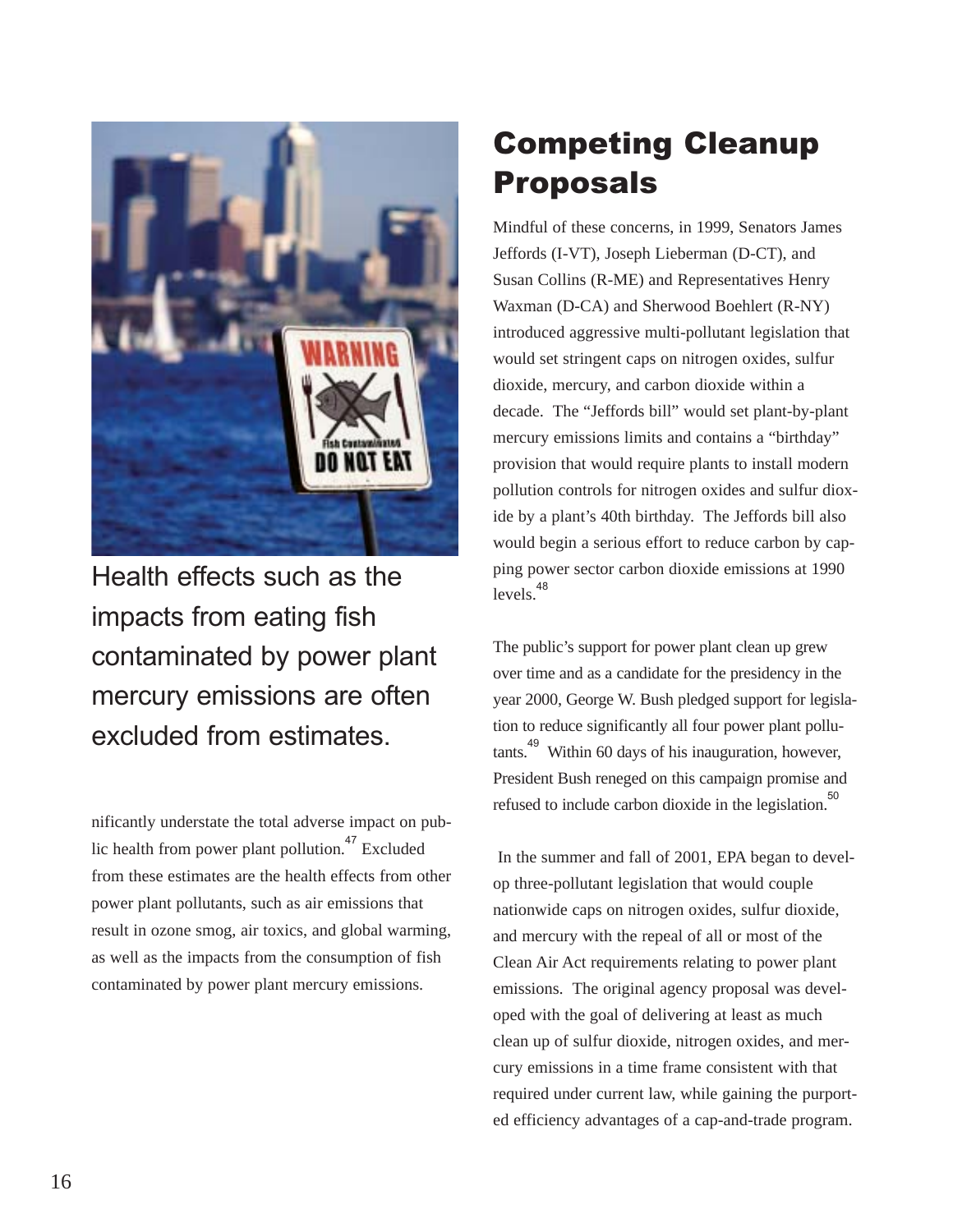Health effects such as the impacts from eating fish contaminated by power plant mercury emissions are often excluded from estimates.

nificantly understate the total adverse impact on public health from power plant pollution.[47] Excluded from these estimates are the health effects from other power plant pollutants, such as air emissions that result in ozone smog, air toxics, and global warming, as well as the impacts from the consumption of fish contaminated by power plant mercury emissions.

## Competing Cleanup Proposals

Mindful of these concerns, in 1999, Senators James Jeffords (I-VT), Joseph Lieberman (D-CT), and Susan Collins (R-ME) and Representatives Henry Waxman (D-CA) and Sherwood Boehlert (R-NY) introduced aggressive multi-pollutant legislation that would set stringent caps on nitrogen oxides, sulfur dioxide, mercury, and carbon dioxide within a decade. The "Jeffords bill" would set plant-by-plant mercury emissions limits and contains a "birthday" provision that would require plants to install modern pollution controls for nitrogen oxides and sulfur dioxide by a plant's 40th birthday. The Jeffords bill also would begin a serious effort to reduce carbon by capping power sector carbon dioxide emissions at 1990 levels.[48]

The public's support for power plant clean up grew over time and as a candidate for the presidency in the year 2000, George W. Bush pledged support for legislation to reduce significantly all four power plant pollutants.[49] Within 60 days of his inauguration, however, President Bush reneged on this campaign promise and refused to include carbon dioxide in the legislation.[50]

In the summer and fall of 2001, EPA began to develop three-pollutant legislation that would couple nationwide caps on nitrogen oxides, sulfur dioxide, and mercury with the repeal of all or most of the Clean Air Act requirements relating to power plant emissions. The original agency proposal was developed with the goal of delivering at least as much clean up of sulfur dioxide, nitrogen oxides, and mercury emissions in a time frame consistent with that required under current law, while gaining the purported efficiency advantages of a cap-and-trade program.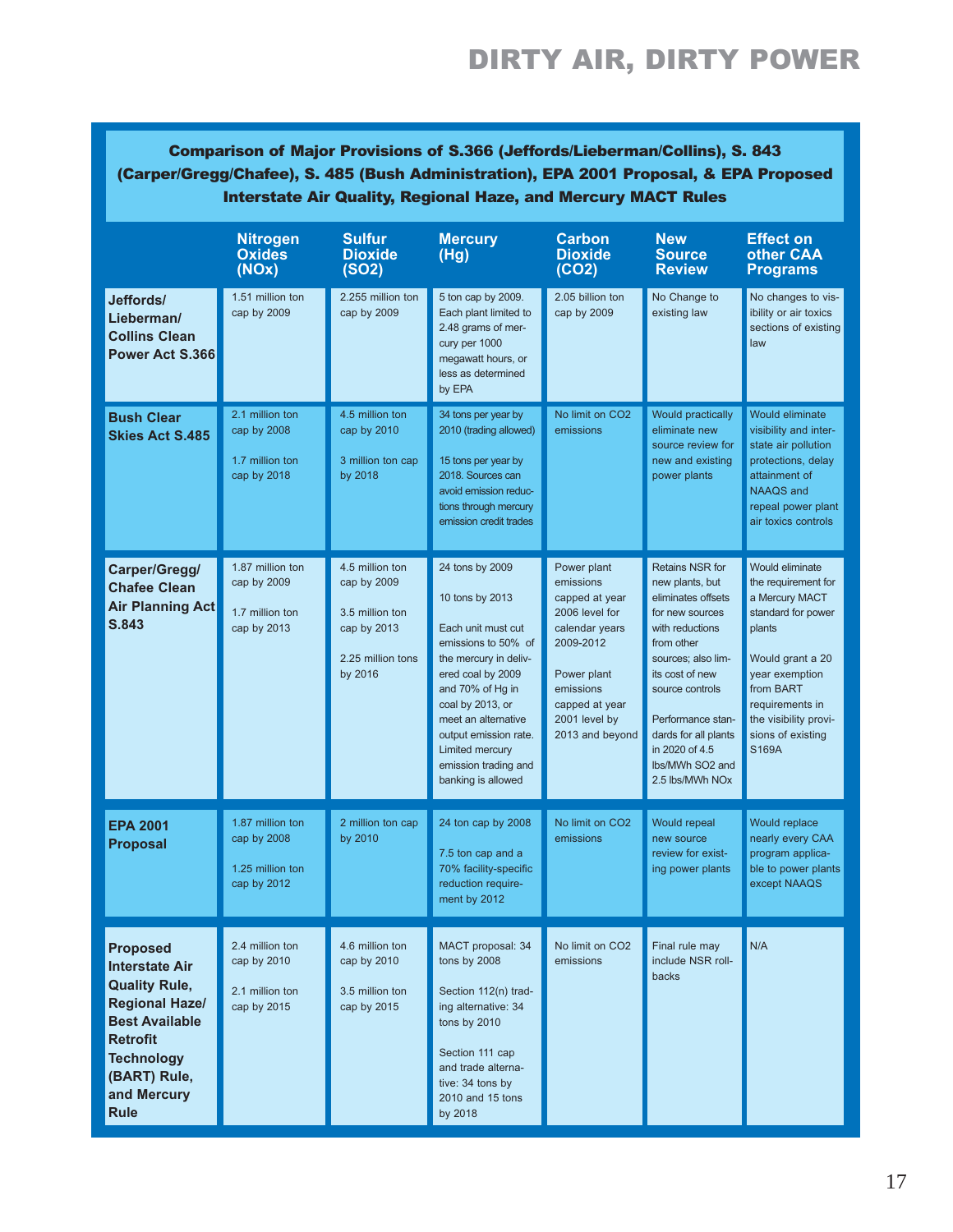## Comparison of Major Provisions of S.366 (Jeffords/Lieberman/Collins), S. 843 (Carper/Gregg/Chafee), S. 485 (Bush Administration), EPA 2001 Proposal, & EPA Proposed Interstate Air Quality, Regional Haze, and Mercury MACT Rules

| | Nitrogen Oxides (NOx) | Sulfur Dioxide (SO2) | Mercury (Hg) | Carbon Dioxide (CO2) | New Source Review | Effect on other CAA Programs |
|---|---|---|---|---|---|---|
| **Jeffords/ Lieberman/ Collins Clean Power Act S.366** | 1.51 million ton cap by 2009 | 2.255 million ton cap by 2009 | 5 ton cap by 2009. Each plant limited to 2.48 grams of mercury per 1000 megawatt hours, or less as determined by EPA | 2.05 billion ton cap by 2009 | No Change to existing law | No changes to visibility or air toxics sections of existing law |
| **Bush Clear Skies Act S.485** | 2.1 million ton cap by 2008<br><br>1.7 million ton cap by 2018 | 4.5 million ton cap by 2010<br><br>3 million ton cap by 2018 | 34 tons per year by 2010 (trading allowed)<br><br>15 tons per year by 2018. Sources can avoid emission reductions through mercury emission credit trades | No limit on CO2 emissions | Would practically eliminate new source review for new and existing power plants | Would eliminate visibility and interstate air pollution protections, delay attainment of NAAQS and repeal power plant air toxics controls |
| **Carper/Gregg/ Chafee Clean Air Planning Act S.843** | 1.87 million ton cap by 2009<br><br>1.7 million ton cap by 2013 | 4.5 million ton cap by 2009<br><br>3.5 million ton cap by 2013<br><br>2.25 million tons by 2016 | 24 tons by 2009<br><br>10 tons by 2013<br><br>Each unit must cut emissions to 50% of the mercury in delivered coal by 2009 and 70% of Hg in coal by 2013, or meet an alternative output emission rate. Limited mercury emission trading and banking is allowed | Power plant emissions capped at year 2006 level for calendar years 2009-2012<br><br>Power plant emissions capped at year 2001 level by 2013 and beyond | Retains NSR for new plants, but eliminates offsets for new sources with reductions from other sources; also limits its cost of new source controls<br><br>Performance standards for all plants in 2020 of 4.5 lbs/MWh SO2 and 2.5 lbs/MWh NOx | Would eliminate the requirement for a Mercury MACT standard for power plants<br><br>Would grant a 20 year exemption from BART requirements in the visibility provisions of existing S169A |
| **EPA 2001 Proposal** | 1.87 million ton cap by 2008<br><br>1.25 million ton cap by 2012 | 2 million ton cap by 2010 | 24 ton cap by 2008<br><br>7.5 ton cap and a 70% facility-specific reduction requirement by 2012 | No limit on CO2 emissions | Would repeal new source review for existing power plants | Would replace nearly every CAA program applicable to power plants except NAAQS |
| **Proposed Interstate Air Quality Rule, Regional Haze/ Best Available Retrofit Technology (BART) Rule, and Mercury Rule** | 2.4 million ton cap by 2010<br><br>2.1 million ton cap by 2015 | 4.6 million ton cap by 2010<br><br>3.5 million ton cap by 2015 | MACT proposal: 34 tons by 2008<br><br>Section 112(n) trading alternative: 34 tons by 2010<br><br>Section 111 cap and trade alternative: 34 tons by 2010 and 15 tons by 2018 | No limit on CO2 emissions | Final rule may include NSR rollbacks | N/A |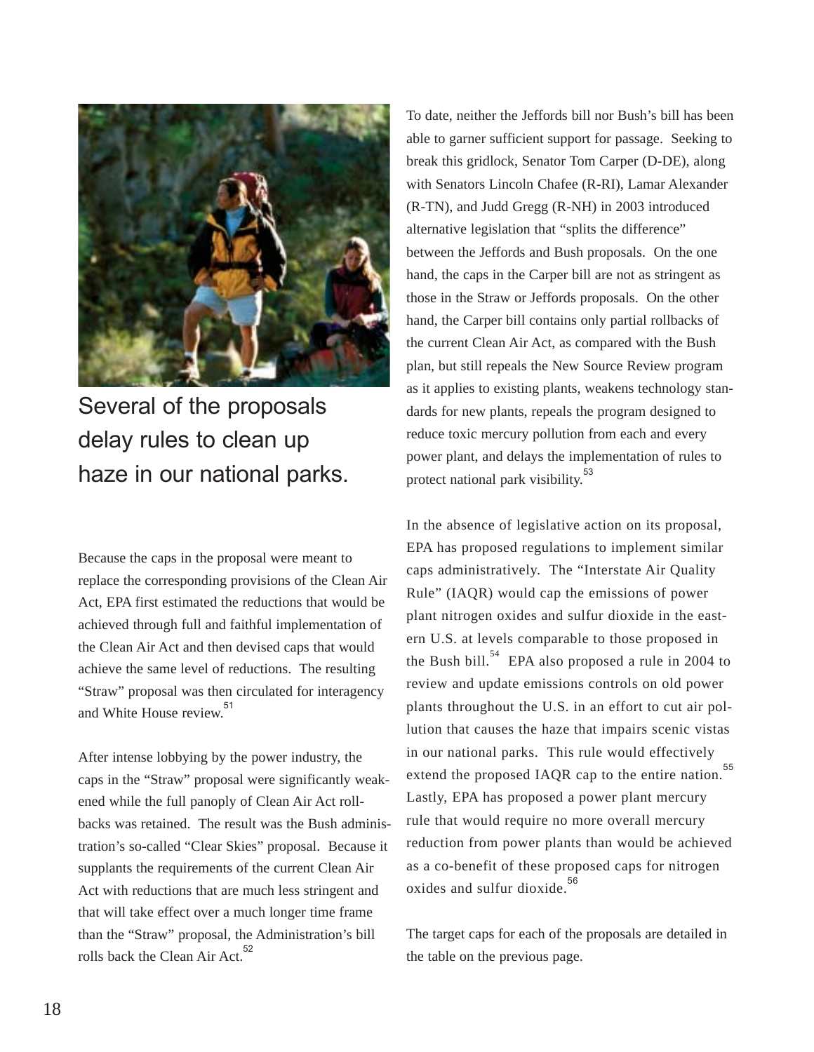Several of the proposals delay rules to clean up haze in our national parks.

Because the caps in the proposal were meant to replace the corresponding provisions of the Clean Air Act, EPA first estimated the reductions that would be achieved through full and faithful implementation of the Clean Air Act and then devised caps that would achieve the same level of reductions. The resulting "Straw" proposal was then circulated for interagency and White House review.[51]

After intense lobbying by the power industry, the caps in the "Straw" proposal were significantly weakened while the full panoply of Clean Air Act rollbacks was retained. The result was the Bush administration's so-called "Clear Skies" proposal. Because it supplants the requirements of the current Clean Air Act with reductions that are much less stringent and that will take effect over a much longer time frame than the "Straw" proposal, the Administration's bill rolls back the Clean Air Act.[52]

To date, neither the Jeffords bill nor Bush's bill has been able to garner sufficient support for passage. Seeking to break this gridlock, Senator Tom Carper (D-DE), along with Senators Lincoln Chafee (R-RI), Lamar Alexander (R-TN), and Judd Gregg (R-NH) in 2003 introduced alternative legislation that "splits the difference" between the Jeffords and Bush proposals. On the one hand, the caps in the Carper bill are not as stringent as those in the Straw or Jeffords proposals. On the other hand, the Carper bill contains only partial rollbacks of the current Clean Air Act, as compared with the Bush plan, but still repeals the New Source Review program as it applies to existing plants, weakens technology standards for new plants, repeals the program designed to reduce toxic mercury pollution from each and every power plant, and delays the implementation of rules to protect national park visibility.[53]

In the absence of legislative action on its proposal, EPA has proposed regulations to implement similar caps administratively. The "Interstate Air Quality Rule" (IAQR) would cap the emissions of power plant nitrogen oxides and sulfur dioxide in the eastern U.S. at levels comparable to those proposed in the Bush bill.[54] EPA also proposed a rule in 2004 to review and update emissions controls on old power plants throughout the U.S. in an effort to cut air pollution that causes the haze that impairs scenic vistas in our national parks. This rule would effectively extend the proposed IAQR cap to the entire nation.[55] Lastly, EPA has proposed a power plant mercury rule that would require no more overall mercury reduction from power plants than would be achieved as a co-benefit of these proposed caps for nitrogen oxides and sulfur dioxide.[56]

The target caps for each of the proposals are detailed in the table on the previous page.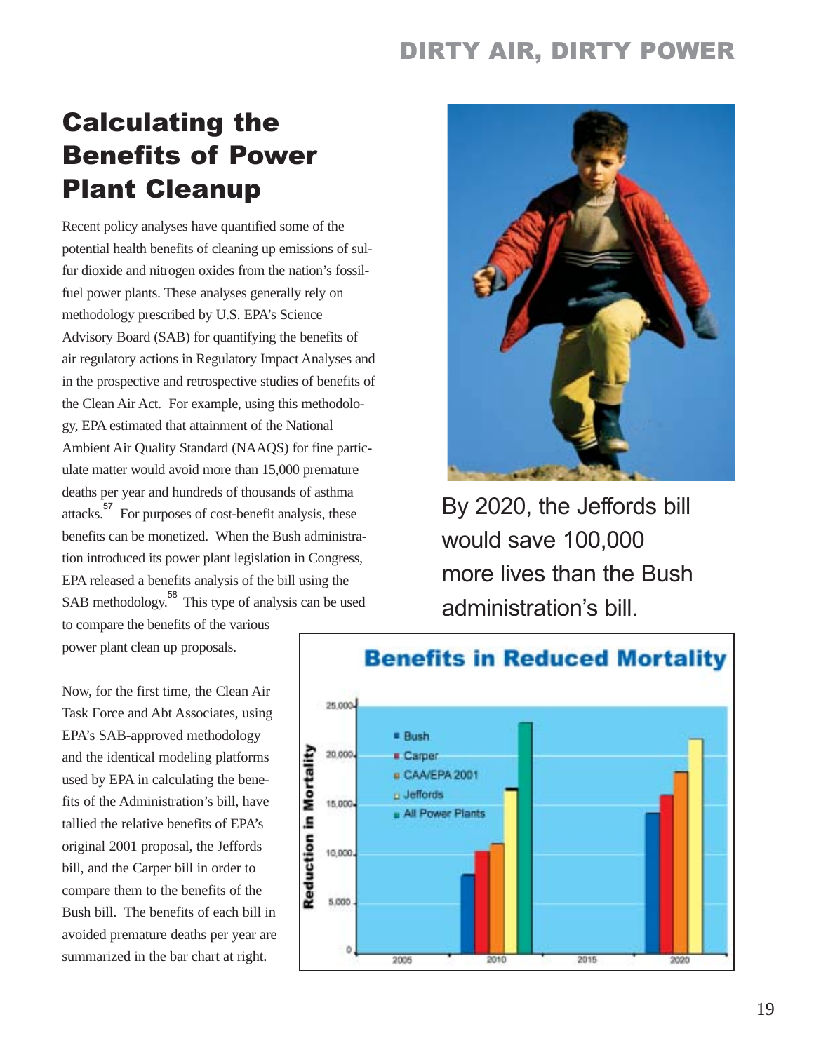# Calculating the Benefits of Power Plant Cleanup

Recent policy analyses have quantified some of the potential health benefits of cleaning up emissions of sulfur dioxide and nitrogen oxides from the nation's fossil-fuel power plants. These analyses generally rely on methodology prescribed by U.S. EPA's Science Advisory Board (SAB) for quantifying the benefits of air regulatory actions in Regulatory Impact Analyses and in the prospective and retrospective studies of benefits of the Clean Air Act. For example, using this methodology, EPA estimated that attainment of the National Ambient Air Quality Standard (NAAQS) for fine particulate matter would avoid more than 15,000 premature deaths per year and hundreds of thousands of asthma attacks.[57] For purposes of cost-benefit analysis, these benefits can be monetized. When the Bush administration introduced its power plant legislation in Congress, EPA released a benefits analysis of the bill using the SAB methodology.[58] This type of analysis can be used to compare the benefits of the various power plant clean up proposals.

Now, for the first time, the Clean Air Task Force and Abt Associates, using EPA's SAB-approved methodology and the identical modeling platforms used by EPA in calculating the benefits of the Administration's bill, have tallied the relative benefits of EPA's original 2001 proposal, the Jeffords bill, and the Carper bill in order to compare them to the benefits of the Bush bill. The benefits of each bill in avoided premature deaths per year are summarized in the bar chart at right.

By 2020, the Jeffords bill would save 100,000 more lives than the Bush administration's bill.

**Benefits in Reduced Mortality**

| Year | Bush | Carper | CAA/EPA 2001 | Jeffords | All Power Plants |
|---|---|---|---|---|---|
| 2010 | ~8,000 | ~10,500 | ~11,000 | ~16,500 | ~23,500 |
| 2020 | ~14,000 | ~16,000 | ~18,000 | ~21,500 | |

*Y-axis: Reduction in Mortality (0–25,000); X-axis: 2005, 2010, 2015, 2020*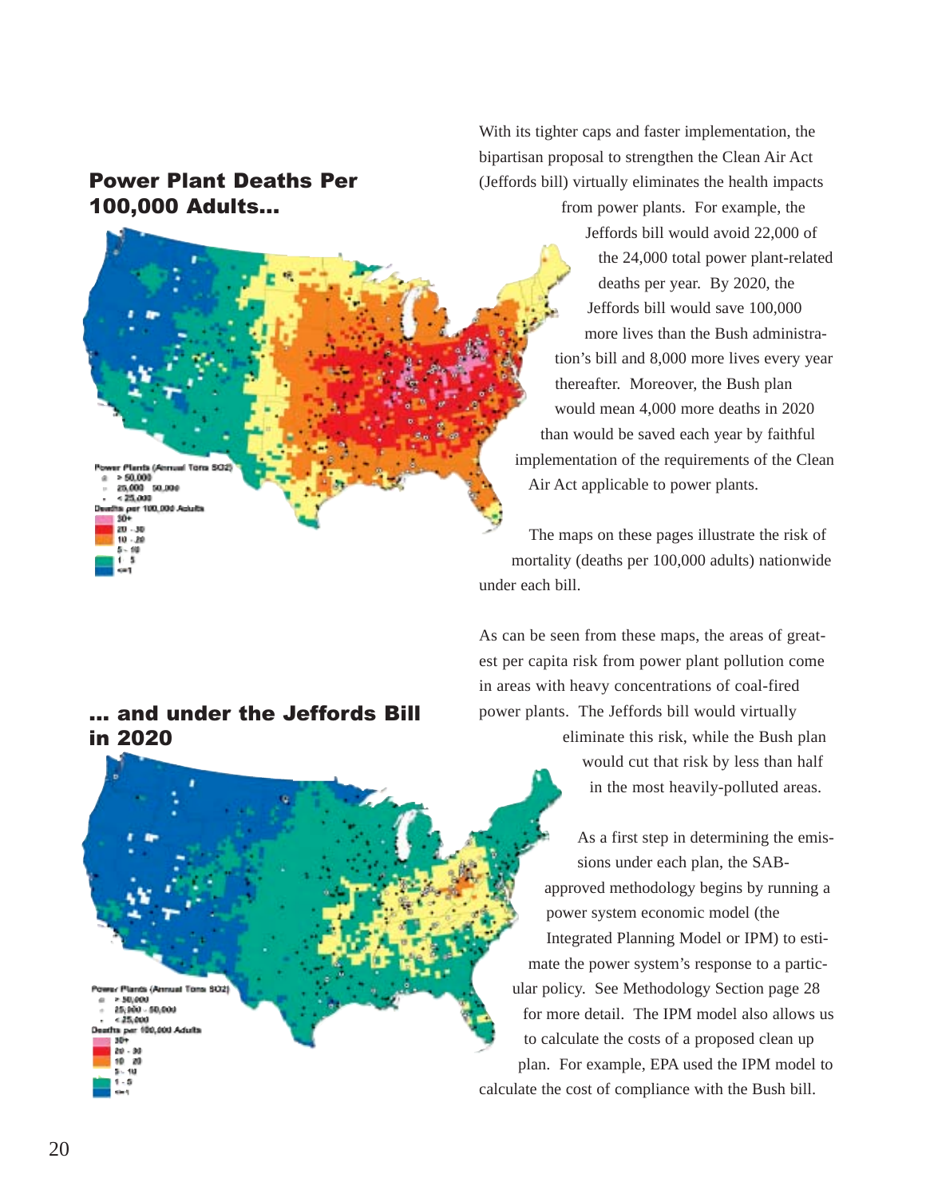## Power Plant Deaths Per 100,000 Adults...

Power Plants (Annual Tons $SO_2$)
- > 50,000
- 25,000 - 50,000
- < 25,000

Deaths per 100,000 Adults
- 30+
- 20 - 30
- 10 - 20
- 5 - 10
- 1 - 5
- <=1

With its tighter caps and faster implementation, the bipartisan proposal to strengthen the Clean Air Act (Jeffords bill) virtually eliminates the health impacts from power plants. For example, the Jeffords bill would avoid 22,000 of the 24,000 total power plant-related deaths per year. By 2020, the Jeffords bill would save 100,000 more lives than the Bush administration's bill and 8,000 more lives every year thereafter. Moreover, the Bush plan would mean 4,000 more deaths in 2020 than would be saved each year by faithful implementation of the requirements of the Clean Air Act applicable to power plants.

The maps on these pages illustrate the risk of mortality (deaths per 100,000 adults) nationwide under each bill.

As can be seen from these maps, the areas of greatest per capita risk from power plant pollution come in areas with heavy concentrations of coal-fired power plants. The Jeffords bill would virtually eliminate this risk, while the Bush plan would cut that risk by less than half in the most heavily-polluted areas.

## ... and under the Jeffords Bill in 2020

Power Plants (Annual Tons $SO_2$)
- > 50,000
- 25,000 - 50,000
- < 25,000

Deaths per 100,000 Adults
- 30+
- 20 - 30
- 10 - 20
- 5 - 10
- 1 - 5
- <=1

As a first step in determining the emissions under each plan, the SAB-approved methodology begins by running a power system economic model (the Integrated Planning Model or IPM) to estimate the power system's response to a particular policy. See Methodology Section page 28 for more detail. The IPM model also allows us to calculate the costs of a proposed clean up plan. For example, EPA used the IPM model to calculate the cost of compliance with the Bush bill.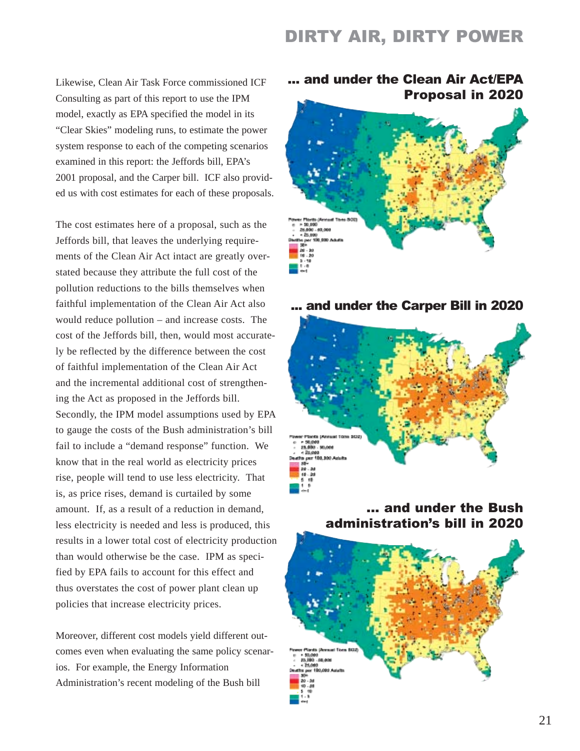Likewise, Clean Air Task Force commissioned ICF Consulting as part of this report to use the IPM model, exactly as EPA specified the model in its "Clear Skies" modeling runs, to estimate the power system response to each of the competing scenarios examined in this report: the Jeffords bill, EPA's 2001 proposal, and the Carper bill. ICF also provided us with cost estimates for each of these proposals.

The cost estimates here of a proposal, such as the Jeffords bill, that leaves the underlying requirements of the Clean Air Act intact are greatly overstated because they attribute the full cost of the pollution reductions to the bills themselves when faithful implementation of the Clean Air Act also would reduce pollution – and increase costs. The cost of the Jeffords bill, then, would most accurately be reflected by the difference between the cost of faithful implementation of the Clean Air Act and the incremental additional cost of strengthening the Act as proposed in the Jeffords bill. Secondly, the IPM model assumptions used by EPA to gauge the costs of the Bush administration's bill fail to include a "demand response" function. We know that in the real world as electricity prices rise, people will tend to use less electricity. That is, as price rises, demand is curtailed by some amount. If, as a result of a reduction in demand, less electricity is needed and less is produced, this results in a lower total cost of electricity production than would otherwise be the case. IPM as specified by EPA fails to account for this effect and thus overstates the cost of power plant clean up policies that increase electricity prices.

Moreover, different cost models yield different outcomes even when evaluating the same policy scenarios. For example, the Energy Information Administration's recent modeling of the Bush bill

## ... and under the Clean Air Act/EPA Proposal in 2020

Power Plants (Annual Tons SO2)
- > 50,000
- 25,000 - 50,000
- < 25,000

Deaths per 100,000 Adults
- 30+
- 20 - 30
- 10 - 20
- 5 - 10
- 1 - 5
- <=1

## ... and under the Carper Bill in 2020

Power Plants (Annual Tons SO2)
- > 50,000
- 25,000 - 50,000
- < 25,000

Deaths per 100,000 Adults
- 30+
- 20 - 30
- 10 - 20
- 5 - 10
- 1 - 5
- <=1

## ... and under the Bush administration's bill in 2020

Power Plants (Annual Tons SO2)
- > 50,000
- 25,000 - 50,000
- < 25,000

Deaths per 100,000 Adults
- 30+
- 20 - 30
- 10 - 20
- 5 - 10
- 1 - 5
- <=1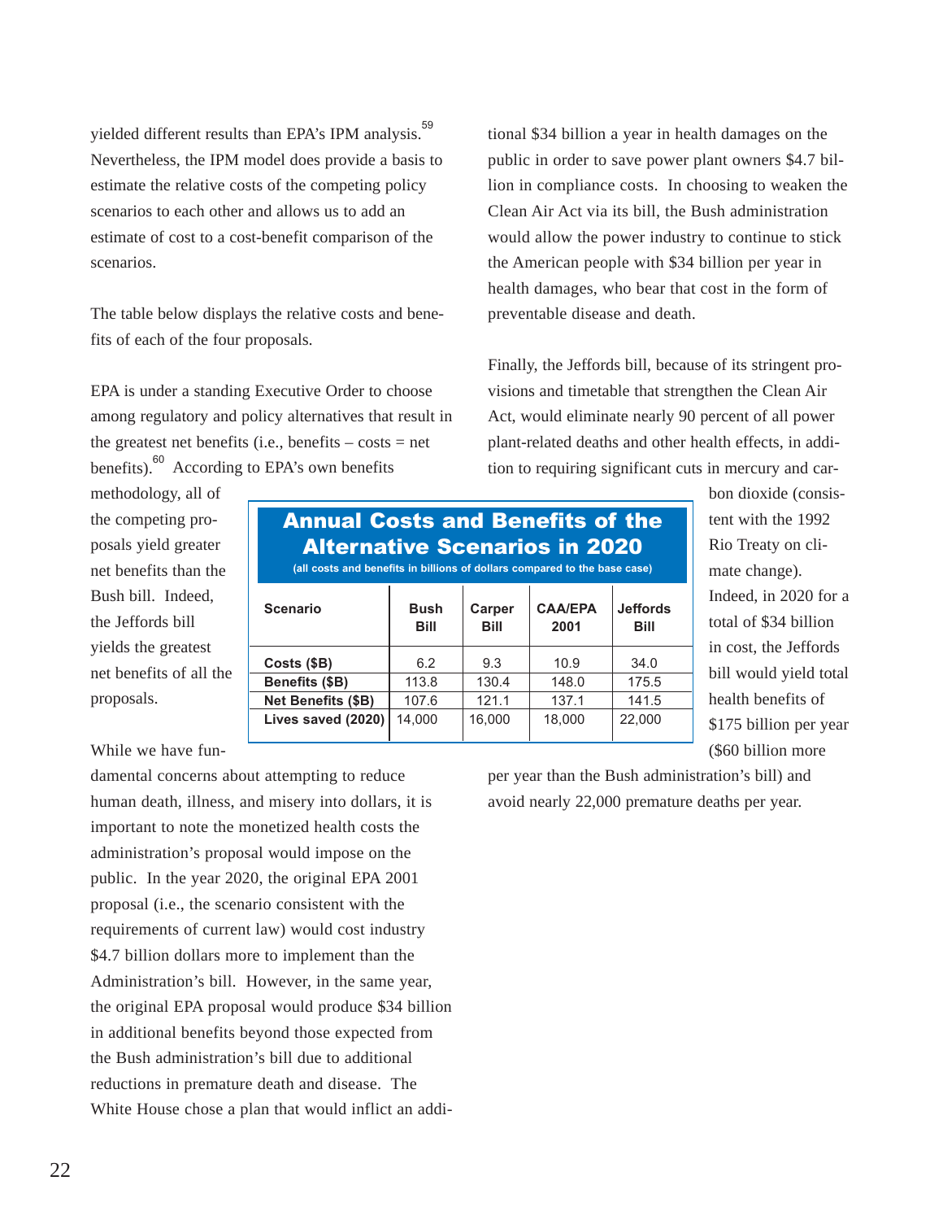yielded different results than EPA's IPM analysis.[59] Nevertheless, the IPM model does provide a basis to estimate the relative costs of the competing policy scenarios to each other and allows us to add an estimate of cost to a cost-benefit comparison of the scenarios.

The table below displays the relative costs and benefits of each of the four proposals.

EPA is under a standing Executive Order to choose among regulatory and policy alternatives that result in the greatest net benefits (i.e., benefits – costs = net benefits).[60] According to EPA's own benefits methodology, all of the competing proposals yield greater net benefits than the Bush bill. Indeed, the Jeffords bill yields the greatest net benefits of all the proposals.

**Annual Costs and Benefits of the Alternative Scenarios in 2020**

(all costs and benefits in billions of dollars compared to the base case)

| Scenario | Bush Bill | Carper Bill | CAA/EPA 2001 | Jeffords Bill |
|---|---|---|---|---|
| **Costs ($B)** | 6.2 | 9.3 | 10.9 | 34.0 |
| **Benefits ($B)** | 113.8 | 130.4 | 148.0 | 175.5 |
| **Net Benefits ($B)** | 107.6 | 121.1 | 137.1 | 141.5 |
| **Lives saved (2020)** | 14,000 | 16,000 | 18,000 | 22,000 |

While we have fundamental concerns about attempting to reduce human death, illness, and misery into dollars, it is important to note the monetized health costs the administration's proposal would impose on the public. In the year 2020, the original EPA 2001 proposal (i.e., the scenario consistent with the requirements of current law) would cost industry $4.7 billion dollars more to implement than the Administration's bill. However, in the same year, the original EPA proposal would produce $34 billion in additional benefits beyond those expected from the Bush administration's bill due to additional reductions in premature death and disease. The White House chose a plan that would inflict an additional $34 billion a year in health damages on the public in order to save power plant owners $4.7 billion in compliance costs. In choosing to weaken the Clean Air Act via its bill, the Bush administration would allow the power industry to continue to stick the American people with $34 billion per year in health damages, who bear that cost in the form of preventable disease and death.

Finally, the Jeffords bill, because of its stringent provisions and timetable that strengthen the Clean Air Act, would eliminate nearly 90 percent of all power plant-related deaths and other health effects, in addition to requiring significant cuts in mercury and carbon dioxide (consistent with the 1992 Rio Treaty on climate change). Indeed, in 2020 for a total of $34 billion in cost, the Jeffords bill would yield total health benefits of $175 billion per year ($60 billion more per year than the Bush administration's bill) and avoid nearly 22,000 premature deaths per year.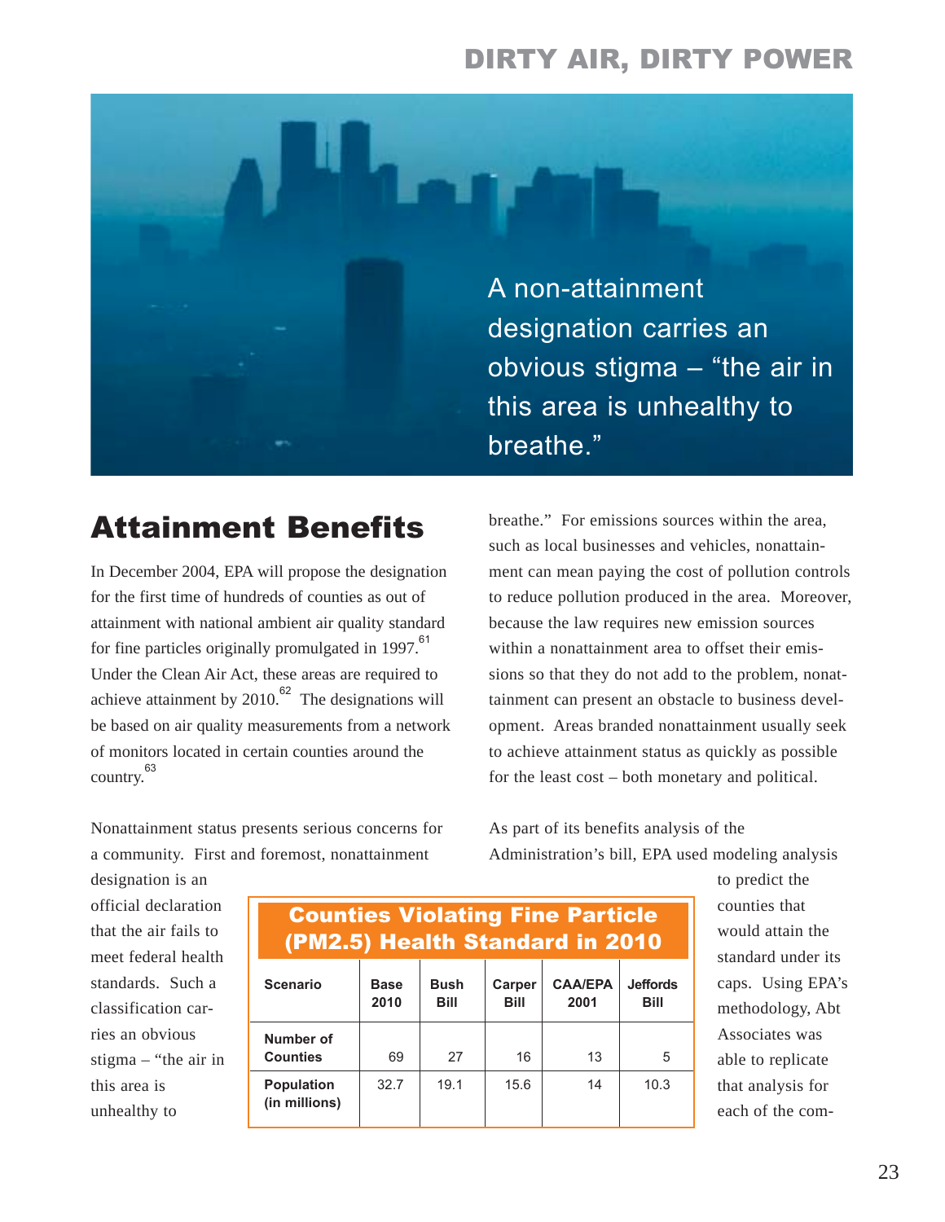A non-attainment designation carries an obvious stigma – "the air in this area is unhealthy to breathe."

## Attainment Benefits

In December 2004, EPA will propose the designation for the first time of hundreds of counties as out of attainment with national ambient air quality standard for fine particles originally promulgated in 1997.[61] Under the Clean Air Act, these areas are required to achieve attainment by 2010.[62] The designations will be based on air quality measurements from a network of monitors located in certain counties around the country.[63]

Nonattainment status presents serious concerns for a community. First and foremost, nonattainment designation is an official declaration that the air fails to meet federal health standards. Such a classification carries an obvious stigma – "the air in this area is unhealthy to breathe." For emissions sources within the area, such as local businesses and vehicles, nonattainment can mean paying the cost of pollution controls to reduce pollution produced in the area. Moreover, because the law requires new emission sources within a nonattainment area to offset their emissions so that they do not add to the problem, nonattainment can present an obstacle to business development. Areas branded nonattainment usually seek to achieve attainment status as quickly as possible for the least cost – both monetary and political.

As part of its benefits analysis of the Administration's bill, EPA used modeling analysis to predict the counties that would attain the standard under its caps. Using EPA's methodology, Abt Associates was able to replicate that analysis for each of the com-

**Counties Violating Fine Particle (PM2.5) Health Standard in 2010**

| Scenario | Base 2010 | Bush Bill | Carper Bill | CAA/EPA 2001 | Jeffords Bill |
|---|---|---|---|---|---|
| Number of Counties | 69 | 27 | 16 | 13 | 5 |
| Population (in millions) | 32.7 | 19.1 | 15.6 | 14 | 10.3 |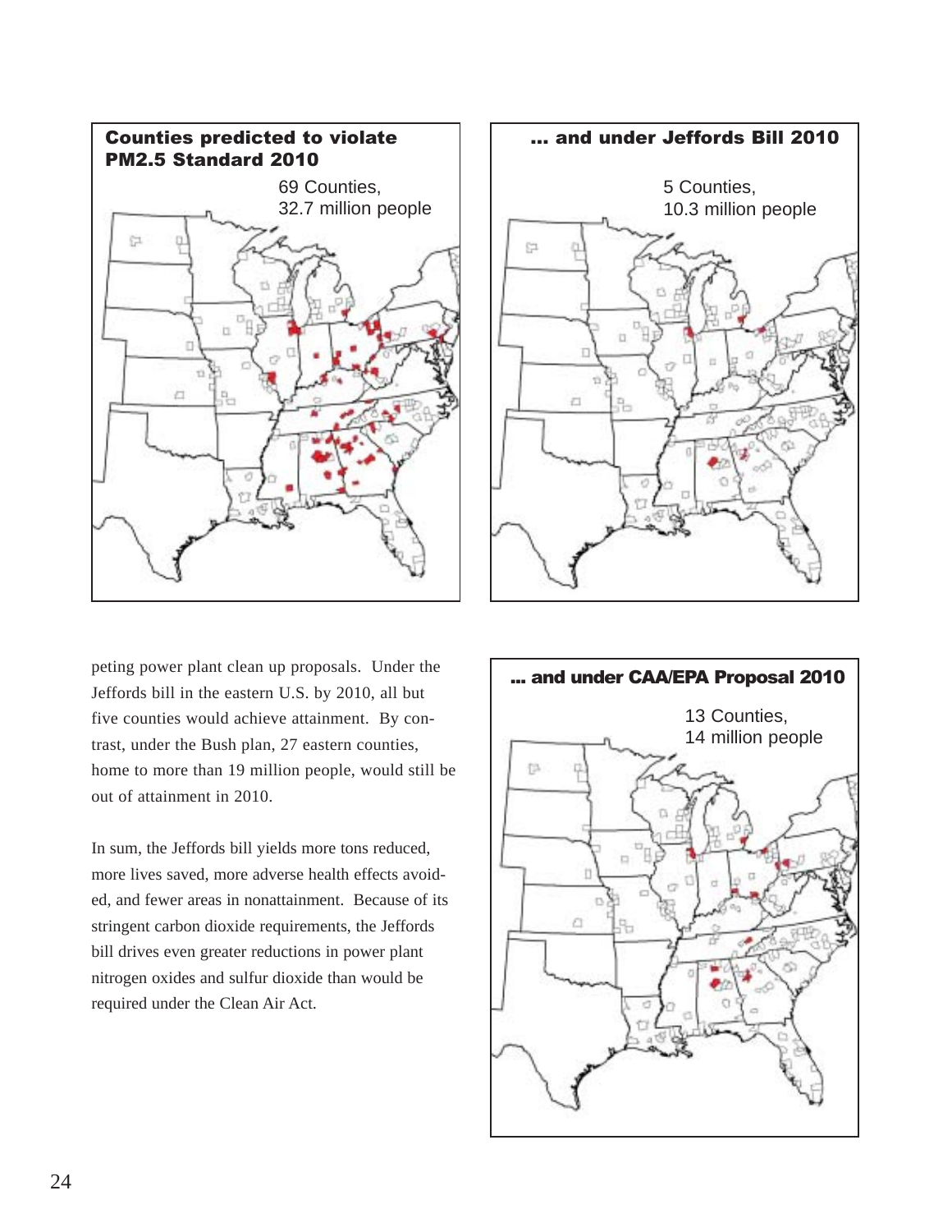**Counties predicted to violate PM2.5 Standard 2010**

69 Counties,
32.7 million people

**... and under Jeffords Bill 2010**

5 Counties,
10.3 million people

peting power plant clean up proposals. Under the Jeffords bill in the eastern U.S. by 2010, all but five counties would achieve attainment. By contrast, under the Bush plan, 27 eastern counties, home to more than 19 million people, would still be out of attainment in 2010.

In sum, the Jeffords bill yields more tons reduced, more lives saved, more adverse health effects avoided, and fewer areas in nonattainment. Because of its stringent carbon dioxide requirements, the Jeffords bill drives even greater reductions in power plant nitrogen oxides and sulfur dioxide than would be required under the Clean Air Act.

**... and under CAA/EPA Proposal 2010**

13 Counties,
14 million people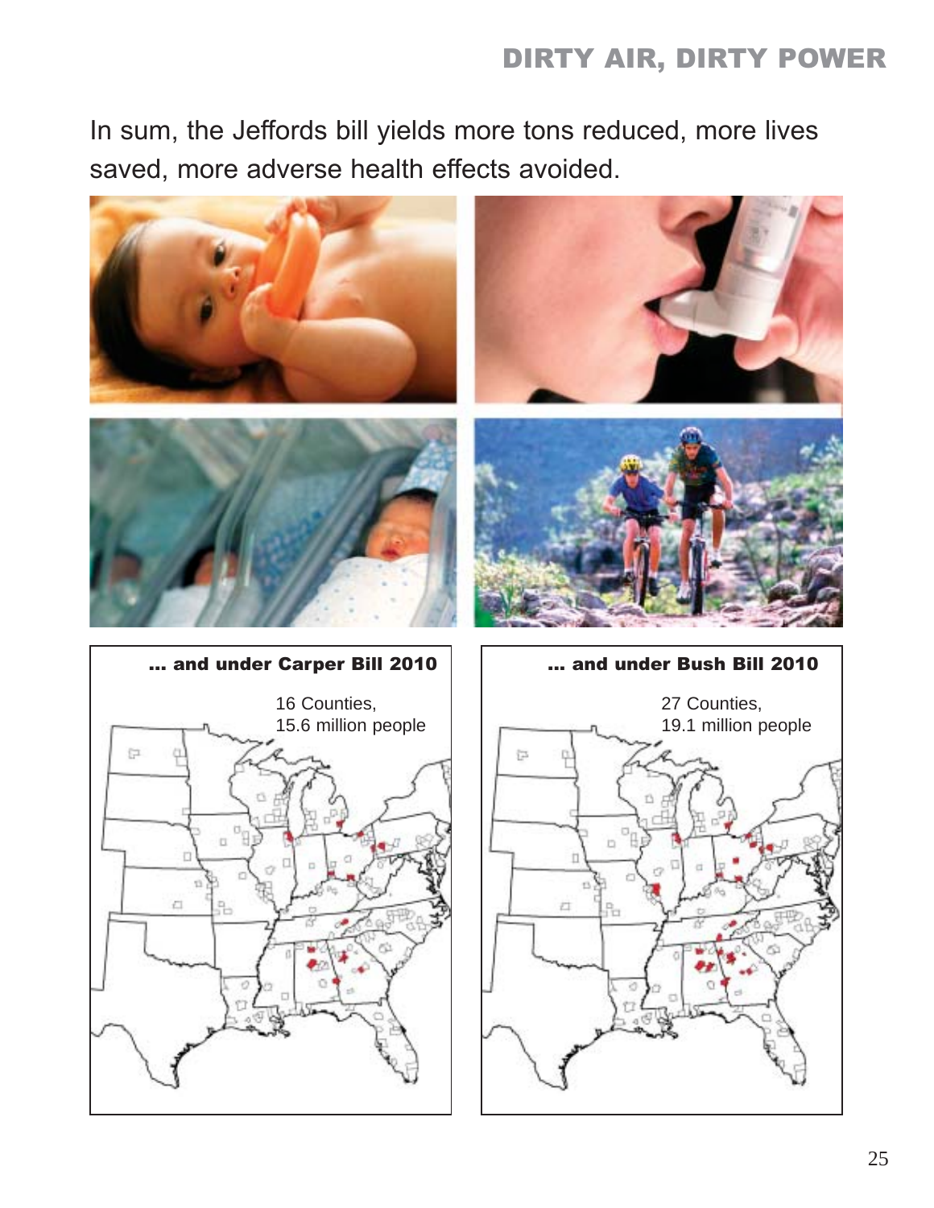In sum, the Jeffords bill yields more tons reduced, more lives saved, more adverse health effects avoided.

**... and under Carper Bill 2010**

16 Counties,
15.6 million people

**... and under Bush Bill 2010**

27 Counties,
19.1 million people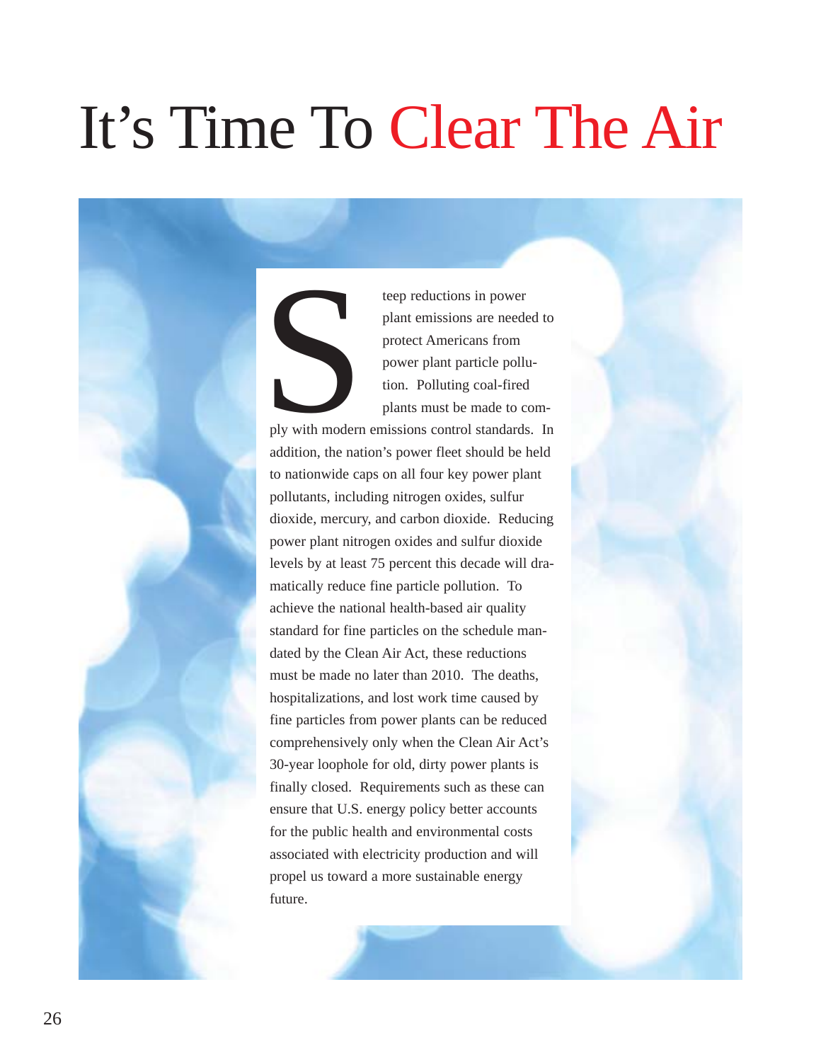# It's Time To Clear The Air

Steep reductions in power plant emissions are needed to protect Americans from power plant particle pollution. Polluting coal-fired plants must be made to comply with modern emissions control standards. In addition, the nation's power fleet should be held to nationwide caps on all four key power plant pollutants, including nitrogen oxides, sulfur dioxide, mercury, and carbon dioxide. Reducing power plant nitrogen oxides and sulfur dioxide levels by at least 75 percent this decade will dramatically reduce fine particle pollution. To achieve the national health-based air quality standard for fine particles on the schedule mandated by the Clean Air Act, these reductions must be made no later than 2010. The deaths, hospitalizations, and lost work time caused by fine particles from power plants can be reduced comprehensively only when the Clean Air Act's 30-year loophole for old, dirty power plants is finally closed. Requirements such as these can ensure that U.S. energy policy better accounts for the public health and environmental costs associated with electricity production and will propel us toward a more sustainable energy future.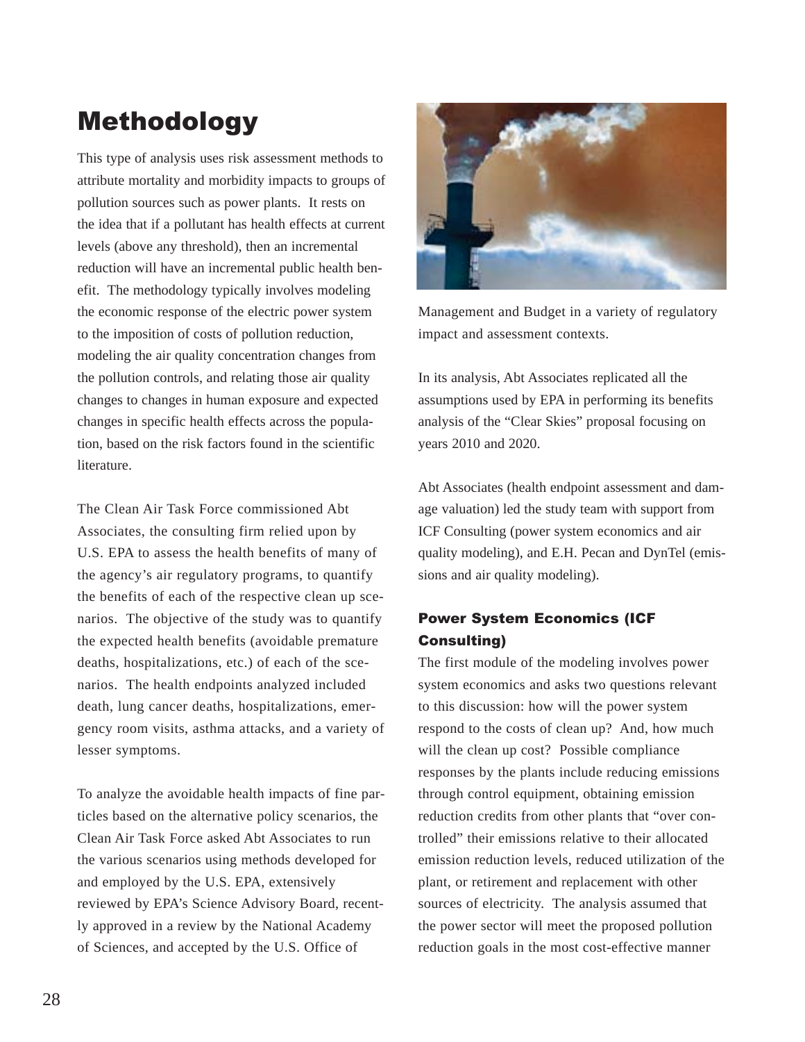# Methodology

This type of analysis uses risk assessment methods to attribute mortality and morbidity impacts to groups of pollution sources such as power plants. It rests on the idea that if a pollutant has health effects at current levels (above any threshold), then an incremental reduction will have an incremental public health benefit. The methodology typically involves modeling the economic response of the electric power system to the imposition of costs of pollution reduction, modeling the air quality concentration changes from the pollution controls, and relating those air quality changes to changes in human exposure and expected changes in specific health effects across the population, based on the risk factors found in the scientific literature.

The Clean Air Task Force commissioned Abt Associates, the consulting firm relied upon by U.S. EPA to assess the health benefits of many of the agency's air regulatory programs, to quantify the benefits of each of the respective clean up scenarios. The objective of the study was to quantify the expected health benefits (avoidable premature deaths, hospitalizations, etc.) of each of the scenarios. The health endpoints analyzed included death, lung cancer deaths, hospitalizations, emergency room visits, asthma attacks, and a variety of lesser symptoms.

To analyze the avoidable health impacts of fine particles based on the alternative policy scenarios, the Clean Air Task Force asked Abt Associates to run the various scenarios using methods developed for and employed by the U.S. EPA, extensively reviewed by EPA's Science Advisory Board, recently approved in a review by the National Academy of Sciences, and accepted by the U.S. Office of Management and Budget in a variety of regulatory impact and assessment contexts.

In its analysis, Abt Associates replicated all the assumptions used by EPA in performing its benefits analysis of the "Clear Skies" proposal focusing on years 2010 and 2020.

Abt Associates (health endpoint assessment and damage valuation) led the study team with support from ICF Consulting (power system economics and air quality modeling), and E.H. Pecan and DynTel (emissions and air quality modeling).

### Power System Economics (ICF Consulting)

The first module of the modeling involves power system economics and asks two questions relevant to this discussion: how will the power system respond to the costs of clean up? And, how much will the clean up cost? Possible compliance responses by the plants include reducing emissions through control equipment, obtaining emission reduction credits from other plants that "over controlled" their emissions relative to their allocated emission reduction levels, reduced utilization of the plant, or retirement and replacement with other sources of electricity. The analysis assumed that the power sector will meet the proposed pollution reduction goals in the most cost-effective manner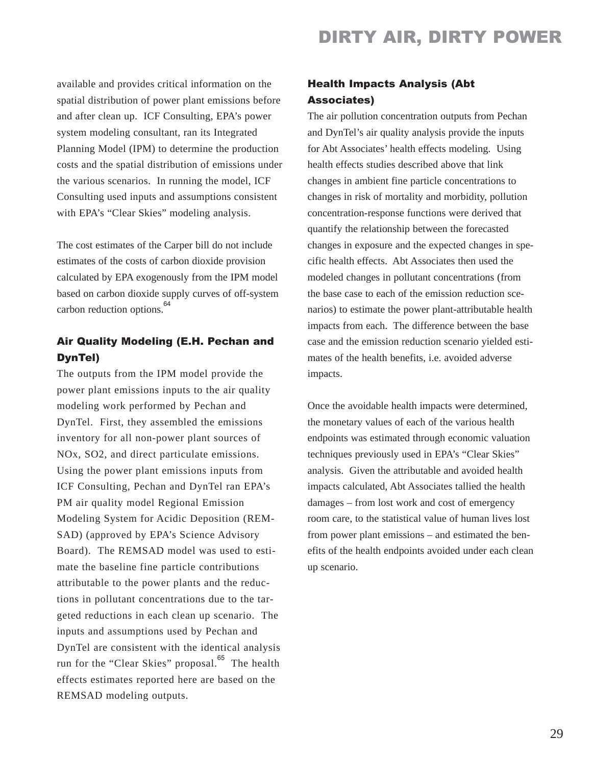available and provides critical information on the spatial distribution of power plant emissions before and after clean up. ICF Consulting, EPA's power system modeling consultant, ran its Integrated Planning Model (IPM) to determine the production costs and the spatial distribution of emissions under the various scenarios. In running the model, ICF Consulting used inputs and assumptions consistent with EPA's "Clear Skies" modeling analysis.

The cost estimates of the Carper bill do not include estimates of the costs of carbon dioxide provision calculated by EPA exogenously from the IPM model based on carbon dioxide supply curves of off-system carbon reduction options.[64]

## Air Quality Modeling (E.H. Pechan and DynTel)

The outputs from the IPM model provide the power plant emissions inputs to the air quality modeling work performed by Pechan and DynTel. First, they assembled the emissions inventory for all non-power plant sources of NOx, SO2, and direct particulate emissions. Using the power plant emissions inputs from ICF Consulting, Pechan and DynTel ran EPA's PM air quality model Regional Emission Modeling System for Acidic Deposition (REMSAD) (approved by EPA's Science Advisory Board). The REMSAD model was used to estimate the baseline fine particle contributions attributable to the power plants and the reductions in pollutant concentrations due to the targeted reductions in each clean up scenario. The inputs and assumptions used by Pechan and DynTel are consistent with the identical analysis run for the "Clear Skies" proposal.[65] The health effects estimates reported here are based on the REMSAD modeling outputs.

## Health Impacts Analysis (Abt Associates)

The air pollution concentration outputs from Pechan and DynTel's air quality analysis provide the inputs for Abt Associates' health effects modeling. Using health effects studies described above that link changes in ambient fine particle concentrations to changes in risk of mortality and morbidity, pollution concentration-response functions were derived that quantify the relationship between the forecasted changes in exposure and the expected changes in specific health effects. Abt Associates then used the modeled changes in pollutant concentrations (from the base case to each of the emission reduction scenarios) to estimate the power plant-attributable health impacts from each. The difference between the base case and the emission reduction scenario yielded estimates of the health benefits, i.e. avoided adverse impacts.

Once the avoidable health impacts were determined, the monetary values of each of the various health endpoints was estimated through economic valuation techniques previously used in EPA's "Clear Skies" analysis. Given the attributable and avoided health impacts calculated, Abt Associates tallied the health damages – from lost work and cost of emergency room care, to the statistical value of human lives lost from power plant emissions – and estimated the benefits of the health endpoints avoided under each clean up scenario.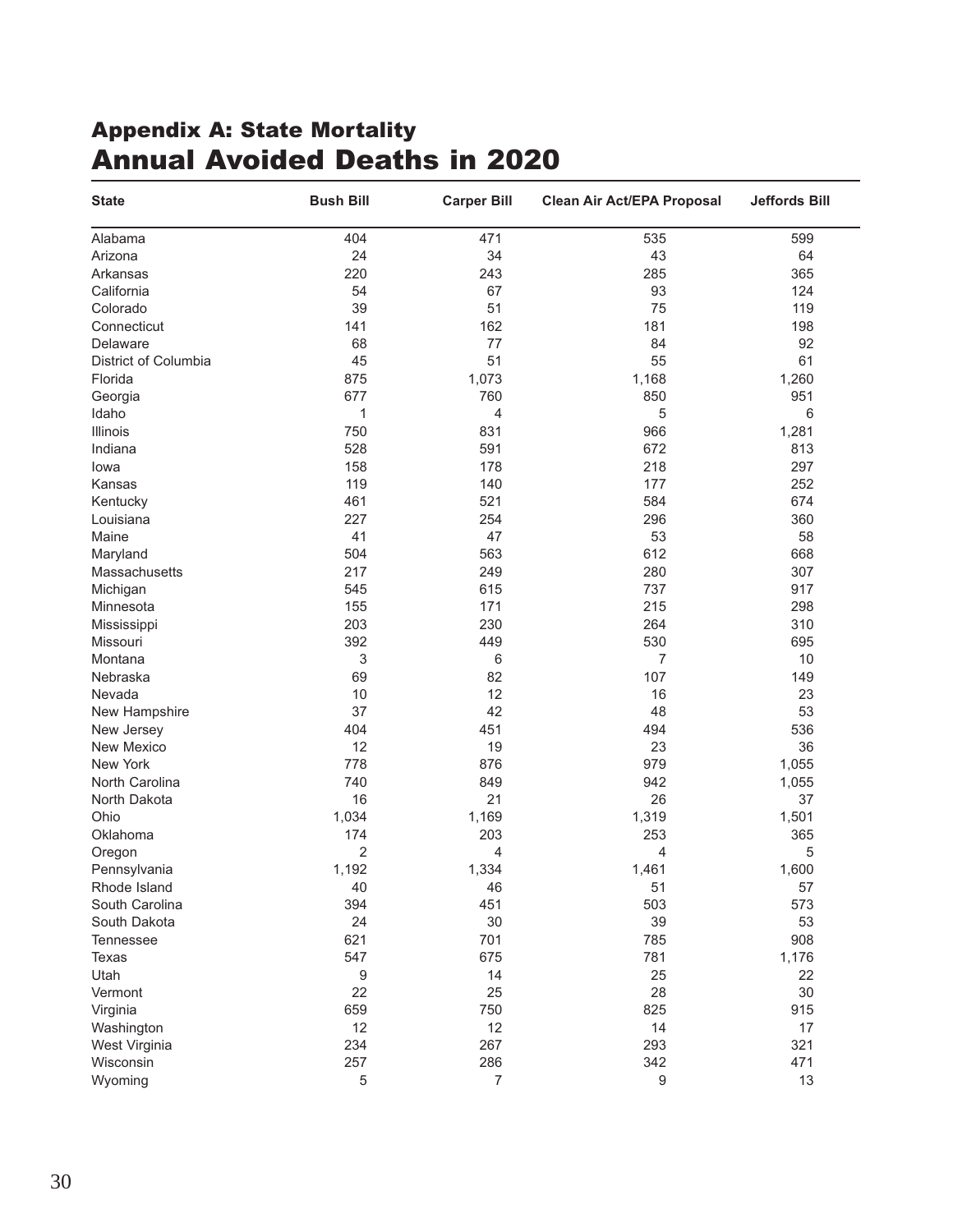## Appendix A: State Mortality

# Annual Avoided Deaths in 2020

| State | Bush Bill | Carper Bill | Clean Air Act/EPA Proposal | Jeffords Bill |
|---|---|---|---|---|
| Alabama | 404 | 471 | 535 | 599 |
| Arizona | 24 | 34 | 43 | 64 |
| Arkansas | 220 | 243 | 285 | 365 |
| California | 54 | 67 | 93 | 124 |
| Colorado | 39 | 51 | 75 | 119 |
| Connecticut | 141 | 162 | 181 | 198 |
| Delaware | 68 | 77 | 84 | 92 |
| District of Columbia | 45 | 51 | 55 | 61 |
| Florida | 875 | 1,073 | 1,168 | 1,260 |
| Georgia | 677 | 760 | 850 | 951 |
| Idaho | 1 | 4 | 5 | 6 |
| Illinois | 750 | 831 | 966 | 1,281 |
| Indiana | 528 | 591 | 672 | 813 |
| Iowa | 158 | 178 | 218 | 297 |
| Kansas | 119 | 140 | 177 | 252 |
| Kentucky | 461 | 521 | 584 | 674 |
| Louisiana | 227 | 254 | 296 | 360 |
| Maine | 41 | 47 | 53 | 58 |
| Maryland | 504 | 563 | 612 | 668 |
| Massachusetts | 217 | 249 | 280 | 307 |
| Michigan | 545 | 615 | 737 | 917 |
| Minnesota | 155 | 171 | 215 | 298 |
| Mississippi | 203 | 230 | 264 | 310 |
| Missouri | 392 | 449 | 530 | 695 |
| Montana | 3 | 6 | 7 | 10 |
| Nebraska | 69 | 82 | 107 | 149 |
| Nevada | 10 | 12 | 16 | 23 |
| New Hampshire | 37 | 42 | 48 | 53 |
| New Jersey | 404 | 451 | 494 | 536 |
| New Mexico | 12 | 19 | 23 | 36 |
| New York | 778 | 876 | 979 | 1,055 |
| North Carolina | 740 | 849 | 942 | 1,055 |
| North Dakota | 16 | 21 | 26 | 37 |
| Ohio | 1,034 | 1,169 | 1,319 | 1,501 |
| Oklahoma | 174 | 203 | 253 | 365 |
| Oregon | 2 | 4 | 4 | 5 |
| Pennsylvania | 1,192 | 1,334 | 1,461 | 1,600 |
| Rhode Island | 40 | 46 | 51 | 57 |
| South Carolina | 394 | 451 | 503 | 573 |
| South Dakota | 24 | 30 | 39 | 53 |
| Tennessee | 621 | 701 | 785 | 908 |
| Texas | 547 | 675 | 781 | 1,176 |
| Utah | 9 | 14 | 25 | 22 |
| Vermont | 22 | 25 | 28 | 30 |
| Virginia | 659 | 750 | 825 | 915 |
| Washington | 12 | 12 | 14 | 17 |
| West Virginia | 234 | 267 | 293 | 321 |
| Wisconsin | 257 | 286 | 342 | 471 |
| Wyoming | 5 | 7 | 9 | 13 |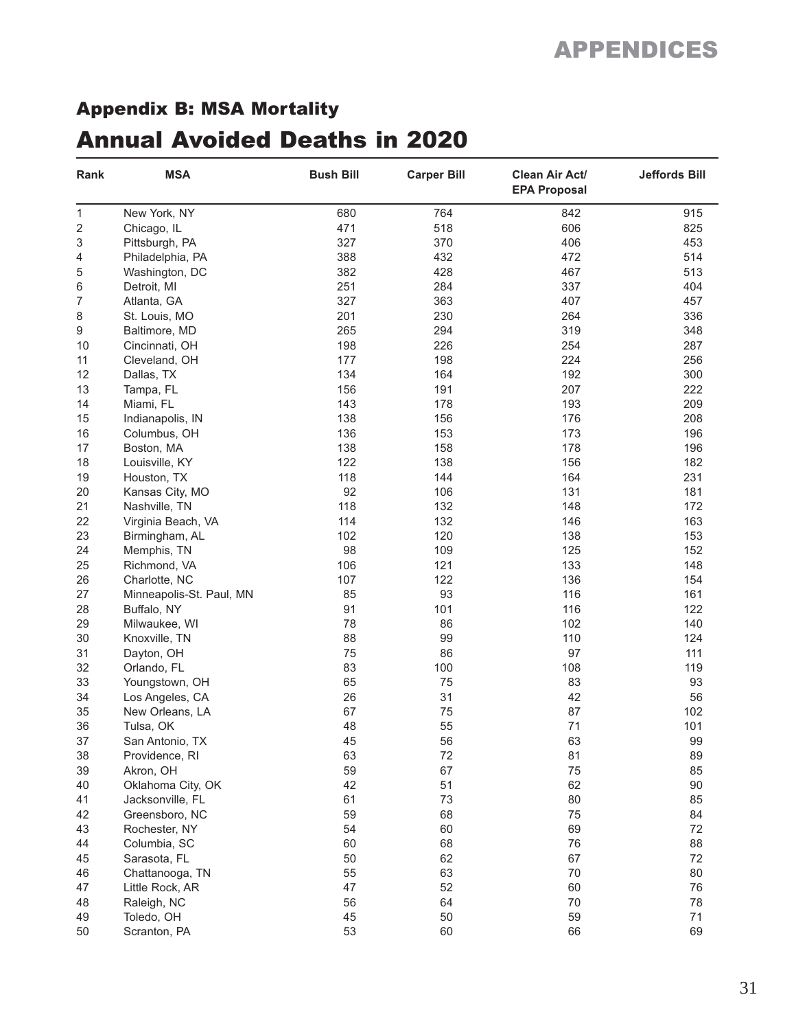# APPENDICES

## Appendix B: MSA Mortality

# Annual Avoided Deaths in 2020

| Rank | MSA | Bush Bill | Carper Bill | Clean Air Act/ EPA Proposal | Jeffords Bill |
|---|---|---|---|---|---|
| 1 | New York, NY | 680 | 764 | 842 | 915 |
| 2 | Chicago, IL | 471 | 518 | 606 | 825 |
| 3 | Pittsburgh, PA | 327 | 370 | 406 | 453 |
| 4 | Philadelphia, PA | 388 | 432 | 472 | 514 |
| 5 | Washington, DC | 382 | 428 | 467 | 513 |
| 6 | Detroit, MI | 251 | 284 | 337 | 404 |
| 7 | Atlanta, GA | 327 | 363 | 407 | 457 |
| 8 | St. Louis, MO | 201 | 230 | 264 | 336 |
| 9 | Baltimore, MD | 265 | 294 | 319 | 348 |
| 10 | Cincinnati, OH | 198 | 226 | 254 | 287 |
| 11 | Cleveland, OH | 177 | 198 | 224 | 256 |
| 12 | Dallas, TX | 134 | 164 | 192 | 300 |
| 13 | Tampa, FL | 156 | 191 | 207 | 222 |
| 14 | Miami, FL | 143 | 178 | 193 | 209 |
| 15 | Indianapolis, IN | 138 | 156 | 176 | 208 |
| 16 | Columbus, OH | 136 | 153 | 173 | 196 |
| 17 | Boston, MA | 138 | 158 | 178 | 196 |
| 18 | Louisville, KY | 122 | 138 | 156 | 182 |
| 19 | Houston, TX | 118 | 144 | 164 | 231 |
| 20 | Kansas City, MO | 92 | 106 | 131 | 181 |
| 21 | Nashville, TN | 118 | 132 | 148 | 172 |
| 22 | Virginia Beach, VA | 114 | 132 | 146 | 163 |
| 23 | Birmingham, AL | 102 | 120 | 138 | 153 |
| 24 | Memphis, TN | 98 | 109 | 125 | 152 |
| 25 | Richmond, VA | 106 | 121 | 133 | 148 |
| 26 | Charlotte, NC | 107 | 122 | 136 | 154 |
| 27 | Minneapolis-St. Paul, MN | 85 | 93 | 116 | 161 |
| 28 | Buffalo, NY | 91 | 101 | 116 | 122 |
| 29 | Milwaukee, WI | 78 | 86 | 102 | 140 |
| 30 | Knoxville, TN | 88 | 99 | 110 | 124 |
| 31 | Dayton, OH | 75 | 86 | 97 | 111 |
| 32 | Orlando, FL | 83 | 100 | 108 | 119 |
| 33 | Youngstown, OH | 65 | 75 | 83 | 93 |
| 34 | Los Angeles, CA | 26 | 31 | 42 | 56 |
| 35 | New Orleans, LA | 67 | 75 | 87 | 102 |
| 36 | Tulsa, OK | 48 | 55 | 71 | 101 |
| 37 | San Antonio, TX | 45 | 56 | 63 | 99 |
| 38 | Providence, RI | 63 | 72 | 81 | 89 |
| 39 | Akron, OH | 59 | 67 | 75 | 85 |
| 40 | Oklahoma City, OK | 42 | 51 | 62 | 90 |
| 41 | Jacksonville, FL | 61 | 73 | 80 | 85 |
| 42 | Greensboro, NC | 59 | 68 | 75 | 84 |
| 43 | Rochester, NY | 54 | 60 | 69 | 72 |
| 44 | Columbia, SC | 60 | 68 | 76 | 88 |
| 45 | Sarasota, FL | 50 | 62 | 67 | 72 |
| 46 | Chattanooga, TN | 55 | 63 | 70 | 80 |
| 47 | Little Rock, AR | 47 | 52 | 60 | 76 |
| 48 | Raleigh, NC | 56 | 64 | 70 | 78 |
| 49 | Toledo, OH | 45 | 50 | 59 | 71 |
| 50 | Scranton, PA | 53 | 60 | 66 | 69 |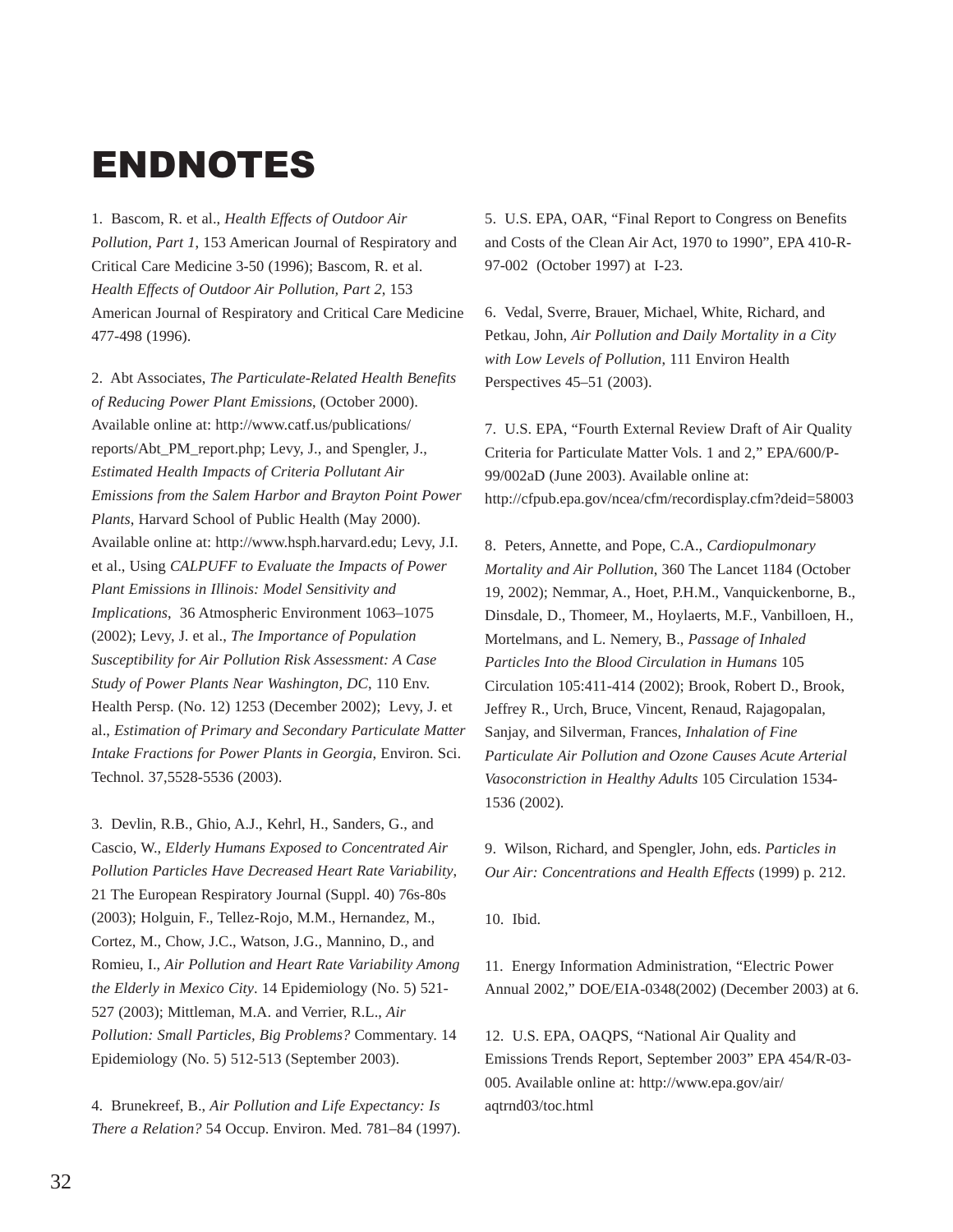# ENDNOTES

1. Bascom, R. et al., *Health Effects of Outdoor Air Pollution, Part 1*, 153 American Journal of Respiratory and Critical Care Medicine 3-50 (1996); Bascom, R. et al. *Health Effects of Outdoor Air Pollution, Part 2*, 153 American Journal of Respiratory and Critical Care Medicine 477-498 (1996).

2. Abt Associates, *The Particulate-Related Health Benefits of Reducing Power Plant Emissions*, (October 2000). Available online at: http://www.catf.us/publications/reports/Abt_PM_report.php; Levy, J., and Spengler, J., *Estimated Health Impacts of Criteria Pollutant Air Emissions from the Salem Harbor and Brayton Point Power Plants*, Harvard School of Public Health (May 2000). Available online at: http://www.hsph.harvard.edu; Levy, J.I. et al., Using *CALPUFF to Evaluate the Impacts of Power Plant Emissions in Illinois: Model Sensitivity and Implications*, 36 Atmospheric Environment 1063–1075 (2002); Levy, J. et al., *The Importance of Population Susceptibility for Air Pollution Risk Assessment: A Case Study of Power Plants Near Washington, DC*, 110 Env. Health Persp. (No. 12) 1253 (December 2002); Levy, J. et al., *Estimation of Primary and Secondary Particulate Matter Intake Fractions for Power Plants in Georgia*, Environ. Sci. Technol. 37,5528-5536 (2003).

3. Devlin, R.B., Ghio, A.J., Kehrl, H., Sanders, G., and Cascio, W., *Elderly Humans Exposed to Concentrated Air Pollution Particles Have Decreased Heart Rate Variability*, 21 The European Respiratory Journal (Suppl. 40) 76s-80s (2003); Holguin, F., Tellez-Rojo, M.M., Hernandez, M., Cortez, M., Chow, J.C., Watson, J.G., Mannino, D., and Romieu, I., *Air Pollution and Heart Rate Variability Among the Elderly in Mexico City*. 14 Epidemiology (No. 5) 521-527 (2003); Mittleman, M.A. and Verrier, R.L., *Air Pollution: Small Particles, Big Problems?* Commentary. 14 Epidemiology (No. 5) 512-513 (September 2003).

4. Brunekreef, B., *Air Pollution and Life Expectancy: Is There a Relation?* 54 Occup. Environ. Med. 781–84 (1997).

5. U.S. EPA, OAR, "Final Report to Congress on Benefits and Costs of the Clean Air Act, 1970 to 1990", EPA 410-R-97-002 (October 1997) at I-23.

6. Vedal, Sverre, Brauer, Michael, White, Richard, and Petkau, John, *Air Pollution and Daily Mortality in a City with Low Levels of Pollution*, 111 Environ Health Perspectives 45–51 (2003).

7. U.S. EPA, "Fourth External Review Draft of Air Quality Criteria for Particulate Matter Vols. 1 and 2," EPA/600/P-99/002aD (June 2003). Available online at: http://cfpub.epa.gov/ncea/cfm/recordisplay.cfm?deid=58003

8. Peters, Annette, and Pope, C.A., *Cardiopulmonary Mortality and Air Pollution*, 360 The Lancet 1184 (October 19, 2002); Nemmar, A., Hoet, P.H.M., Vanquickenborne, B., Dinsdale, D., Thomeer, M., Hoylaerts, M.F., Vanbilloen, H., Mortelmans, and L. Nemery, B., *Passage of Inhaled Particles Into the Blood Circulation in Humans* 105 Circulation 105:411-414 (2002); Brook, Robert D., Brook, Jeffrey R., Urch, Bruce, Vincent, Renaud, Rajagopalan, Sanjay, and Silverman, Frances, *Inhalation of Fine Particulate Air Pollution and Ozone Causes Acute Arterial Vasoconstriction in Healthy Adults* 105 Circulation 1534-1536 (2002).

9. Wilson, Richard, and Spengler, John, eds. *Particles in Our Air: Concentrations and Health Effects* (1999) p. 212.

10. Ibid.

11. Energy Information Administration, "Electric Power Annual 2002," DOE/EIA-0348(2002) (December 2003) at 6.

12. U.S. EPA, OAQPS, "National Air Quality and Emissions Trends Report, September 2003" EPA 454/R-03-005. Available online at: http://www.epa.gov/air/aqtrnd03/toc.html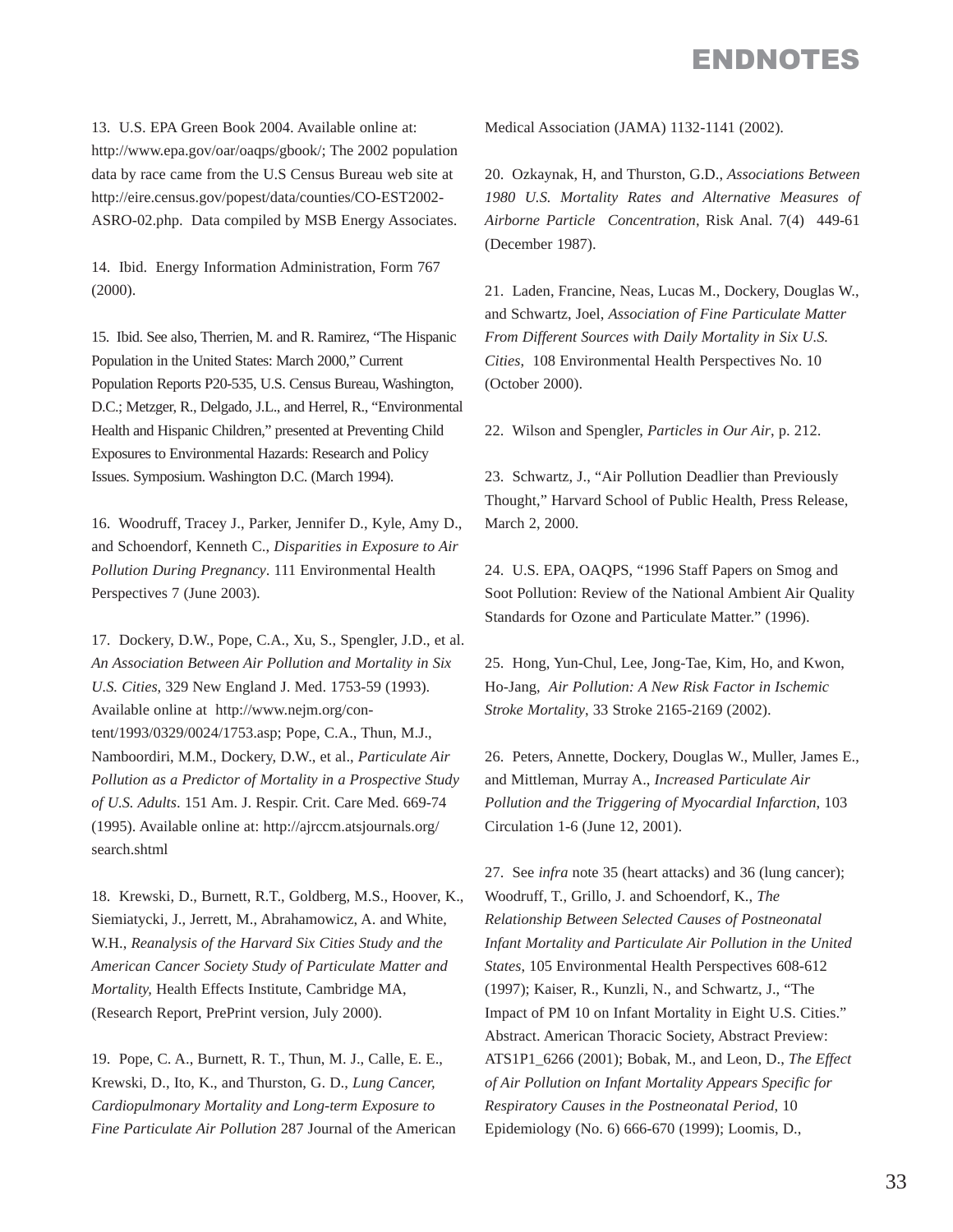# ENDNOTES

13. U.S. EPA Green Book 2004. Available online at: http://www.epa.gov/oar/oaqps/gbook/; The 2002 population data by race came from the U.S Census Bureau web site at http://eire.census.gov/popest/data/counties/CO-EST2002-ASRO-02.php. Data compiled by MSB Energy Associates.

14. Ibid. Energy Information Administration, Form 767 (2000).

15. Ibid. See also, Therrien, M. and R. Ramirez, "The Hispanic Population in the United States: March 2000," Current Population Reports P20-535, U.S. Census Bureau, Washington, D.C.; Metzger, R., Delgado, J.L., and Herrel, R., "Environmental Health and Hispanic Children," presented at Preventing Child Exposures to Environmental Hazards: Research and Policy Issues. Symposium. Washington D.C. (March 1994).

16. Woodruff, Tracey J., Parker, Jennifer D., Kyle, Amy D., and Schoendorf, Kenneth C., *Disparities in Exposure to Air Pollution During Pregnancy*. 111 Environmental Health Perspectives 7 (June 2003).

17. Dockery, D.W., Pope, C.A., Xu, S., Spengler, J.D., et al. *An Association Between Air Pollution and Mortality in Six U.S. Cities*, 329 New England J. Med. 1753-59 (1993). Available online at http://www.nejm.org/content/1993/0329/0024/1753.asp; Pope, C.A., Thun, M.J., Namboordiri, M.M., Dockery, D.W., et al., *Particulate Air Pollution as a Predictor of Mortality in a Prospective Study of U.S. Adults*. 151 Am. J. Respir. Crit. Care Med. 669-74 (1995). Available online at: http://ajrccm.atsjournals.org/search.shtml

18. Krewski, D., Burnett, R.T., Goldberg, M.S., Hoover, K., Siemiatycki, J., Jerrett, M., Abrahamowicz, A. and White, W.H., *Reanalysis of the Harvard Six Cities Study and the American Cancer Society Study of Particulate Matter and Mortality,* Health Effects Institute, Cambridge MA, (Research Report, PrePrint version, July 2000).

19. Pope, C. A., Burnett, R. T., Thun, M. J., Calle, E. E., Krewski, D., Ito, K., and Thurston, G. D., *Lung Cancer, Cardiopulmonary Mortality and Long-term Exposure to Fine Particulate Air Pollution* 287 Journal of the American Medical Association (JAMA) 1132-1141 (2002).

20. Ozkaynak, H, and Thurston, G.D., *Associations Between 1980 U.S. Mortality Rates and Alternative Measures of Airborne Particle Concentration*, Risk Anal. 7(4) 449-61 (December 1987).

21. Laden, Francine, Neas, Lucas M., Dockery, Douglas W., and Schwartz, Joel, *Association of Fine Particulate Matter From Different Sources with Daily Mortality in Six U.S. Cities*, 108 Environmental Health Perspectives No. 10 (October 2000).

22. Wilson and Spengler, *Particles in Our Air*, p. 212.

23. Schwartz, J., "Air Pollution Deadlier than Previously Thought," Harvard School of Public Health, Press Release, March 2, 2000.

24. U.S. EPA, OAQPS, "1996 Staff Papers on Smog and Soot Pollution: Review of the National Ambient Air Quality Standards for Ozone and Particulate Matter." (1996).

25. Hong, Yun-Chul, Lee, Jong-Tae, Kim, Ho, and Kwon, Ho-Jang, *Air Pollution: A New Risk Factor in Ischemic Stroke Mortality*, 33 Stroke 2165-2169 (2002).

26. Peters, Annette, Dockery, Douglas W., Muller, James E., and Mittleman, Murray A., *Increased Particulate Air Pollution and the Triggering of Myocardial Infarction*, 103 Circulation 1-6 (June 12, 2001).

27. See *infra* note 35 (heart attacks) and 36 (lung cancer); Woodruff, T., Grillo, J. and Schoendorf, K., *The Relationship Between Selected Causes of Postneonatal Infant Mortality and Particulate Air Pollution in the United States*, 105 Environmental Health Perspectives 608-612 (1997); Kaiser, R., Kunzli, N., and Schwartz, J., "The Impact of PM 10 on Infant Mortality in Eight U.S. Cities." Abstract. American Thoracic Society, Abstract Preview: ATS1P1_6266 (2001); Bobak, M., and Leon, D., *The Effect of Air Pollution on Infant Mortality Appears Specific for Respiratory Causes in the Postneonatal Period*, 10 Epidemiology (No. 6) 666-670 (1999); Loomis, D.,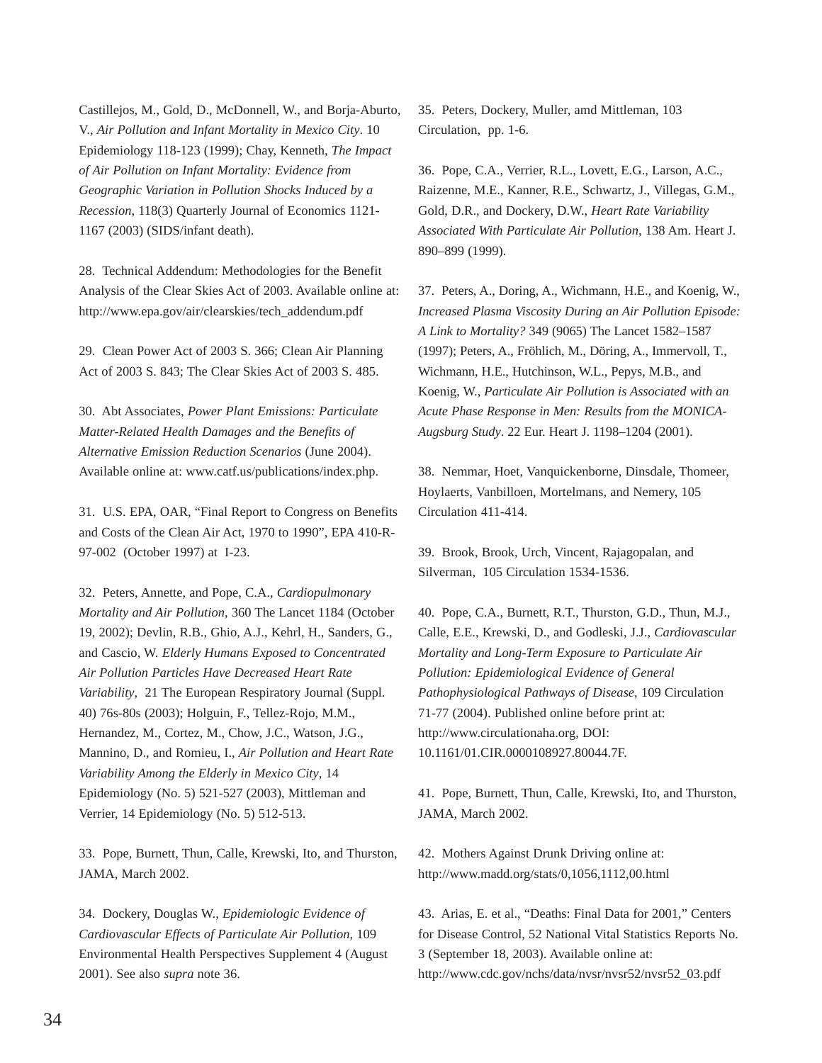Castillejos, M., Gold, D., McDonnell, W., and Borja-Aburto, V., *Air Pollution and Infant Mortality in Mexico City*. 10 Epidemiology 118-123 (1999); Chay, Kenneth, *The Impact of Air Pollution on Infant Mortality: Evidence from Geographic Variation in Pollution Shocks Induced by a Recession*, 118(3) Quarterly Journal of Economics 1121-1167 (2003) (SIDS/infant death).

28. Technical Addendum: Methodologies for the Benefit Analysis of the Clear Skies Act of 2003. Available online at: http://www.epa.gov/air/clearskies/tech_addendum.pdf

29. Clean Power Act of 2003 S. 366; Clean Air Planning Act of 2003 S. 843; The Clear Skies Act of 2003 S. 485.

30. Abt Associates, *Power Plant Emissions: Particulate Matter-Related Health Damages and the Benefits of Alternative Emission Reduction Scenarios* (June 2004). Available online at: www.catf.us/publications/index.php.

31. U.S. EPA, OAR, "Final Report to Congress on Benefits and Costs of the Clean Air Act, 1970 to 1990", EPA 410-R-97-002 (October 1997) at I-23.

32. Peters, Annette, and Pope, C.A., *Cardiopulmonary Mortality and Air Pollution*, 360 The Lancet 1184 (October 19, 2002); Devlin, R.B., Ghio, A.J., Kehrl, H., Sanders, G., and Cascio, W. *Elderly Humans Exposed to Concentrated Air Pollution Particles Have Decreased Heart Rate Variability*, 21 The European Respiratory Journal (Suppl. 40) 76s-80s (2003); Holguin, F., Tellez-Rojo, M.M., Hernandez, M., Cortez, M., Chow, J.C., Watson, J.G., Mannino, D., and Romieu, I., *Air Pollution and Heart Rate Variability Among the Elderly in Mexico City*, 14 Epidemiology (No. 5) 521-527 (2003), Mittleman and Verrier, 14 Epidemiology (No. 5) 512-513.

33. Pope, Burnett, Thun, Calle, Krewski, Ito, and Thurston, JAMA, March 2002.

34. Dockery, Douglas W., *Epidemiologic Evidence of Cardiovascular Effects of Particulate Air Pollution*, 109 Environmental Health Perspectives Supplement 4 (August 2001). See also *supra* note 36.

35. Peters, Dockery, Muller, amd Mittleman, 103 Circulation, pp. 1-6.

36. Pope, C.A., Verrier, R.L., Lovett, E.G., Larson, A.C., Raizenne, M.E., Kanner, R.E., Schwartz, J., Villegas, G.M., Gold, D.R., and Dockery, D.W., *Heart Rate Variability Associated With Particulate Air Pollution*, 138 Am. Heart J. 890–899 (1999).

37. Peters, A., Doring, A., Wichmann, H.E., and Koenig, W., *Increased Plasma Viscosity During an Air Pollution Episode: A Link to Mortality?* 349 (9065) The Lancet 1582–1587 (1997); Peters, A., Fröhlich, M., Döring, A., Immervoll, T., Wichmann, H.E., Hutchinson, W.L., Pepys, M.B., and Koenig, W., *Particulate Air Pollution is Associated with an Acute Phase Response in Men: Results from the MONICA-Augsburg Study*. 22 Eur. Heart J. 1198–1204 (2001).

38. Nemmar, Hoet, Vanquickenborne, Dinsdale, Thomeer, Hoylaerts, Vanbilloen, Mortelmans, and Nemery, 105 Circulation 411-414.

39. Brook, Brook, Urch, Vincent, Rajagopalan, and Silverman, 105 Circulation 1534-1536.

40. Pope, C.A., Burnett, R.T., Thurston, G.D., Thun, M.J., Calle, E.E., Krewski, D., and Godleski, J.J., *Cardiovascular Mortality and Long-Term Exposure to Particulate Air Pollution: Epidemiological Evidence of General Pathophysiological Pathways of Disease*, 109 Circulation 71-77 (2004). Published online before print at: http://www.circulationaha.org, DOI: 10.1161/01.CIR.0000108927.80044.7F.

41. Pope, Burnett, Thun, Calle, Krewski, Ito, and Thurston, JAMA, March 2002.

42. Mothers Against Drunk Driving online at: http://www.madd.org/stats/0,1056,1112,00.html

43. Arias, E. et al., "Deaths: Final Data for 2001," Centers for Disease Control, 52 National Vital Statistics Reports No. 3 (September 18, 2003). Available online at: http://www.cdc.gov/nchs/data/nvsr/nvsr52/nvsr52_03.pdf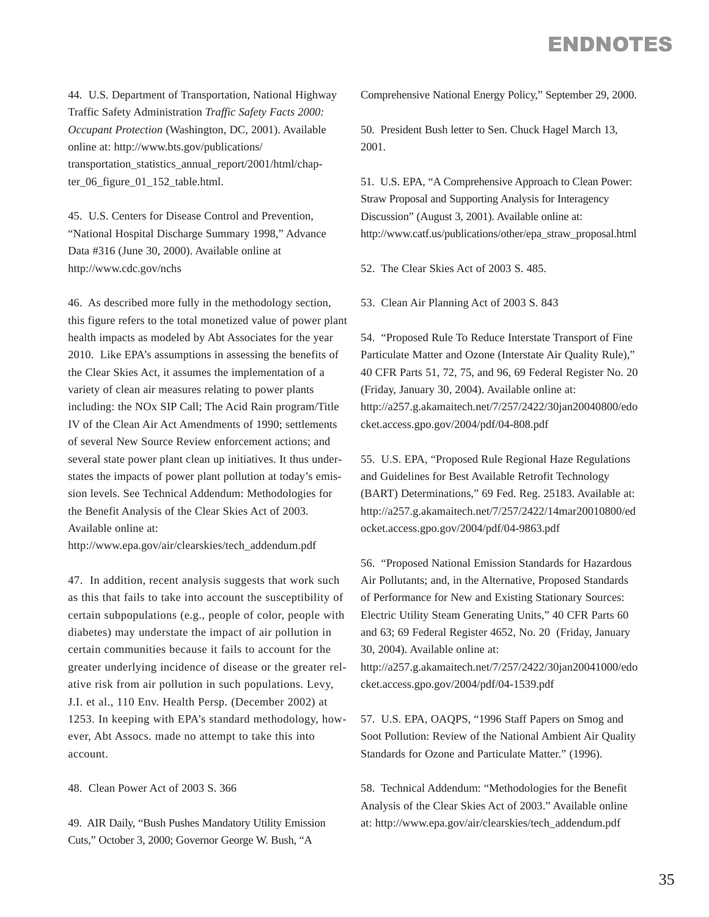# ENDNOTES

44. U.S. Department of Transportation, National Highway Traffic Safety Administration *Traffic Safety Facts 2000: Occupant Protection* (Washington, DC, 2001). Available online at: http://www.bts.gov/publications/transportation_statistics_annual_report/2001/html/chapter_06_figure_01_152_table.html.

45. U.S. Centers for Disease Control and Prevention, "National Hospital Discharge Summary 1998," Advance Data #316 (June 30, 2000). Available online at http://www.cdc.gov/nchs

46. As described more fully in the methodology section, this figure refers to the total monetized value of power plant health impacts as modeled by Abt Associates for the year 2010. Like EPA's assumptions in assessing the benefits of the Clear Skies Act, it assumes the implementation of a variety of clean air measures relating to power plants including: the NOx SIP Call; The Acid Rain program/Title IV of the Clean Air Act Amendments of 1990; settlements of several New Source Review enforcement actions; and several state power plant clean up initiatives. It thus understates the impacts of power plant pollution at today's emission levels. See Technical Addendum: Methodologies for the Benefit Analysis of the Clear Skies Act of 2003. Available online at: http://www.epa.gov/air/clearskies/tech_addendum.pdf

47. In addition, recent analysis suggests that work such as this that fails to take into account the susceptibility of certain subpopulations (e.g., people of color, people with diabetes) may understate the impact of air pollution in certain communities because it fails to account for the greater underlying incidence of disease or the greater relative risk from air pollution in such populations. Levy, J.I. et al., 110 Env. Health Persp. (December 2002) at 1253. In keeping with EPA's standard methodology, however, Abt Assocs. made no attempt to take this into account.

48. Clean Power Act of 2003 S. 366

49. AIR Daily, "Bush Pushes Mandatory Utility Emission Cuts," October 3, 2000; Governor George W. Bush, "A Comprehensive National Energy Policy," September 29, 2000.

50. President Bush letter to Sen. Chuck Hagel March 13, 2001.

51. U.S. EPA, "A Comprehensive Approach to Clean Power: Straw Proposal and Supporting Analysis for Interagency Discussion" (August 3, 2001). Available online at: http://www.catf.us/publications/other/epa_straw_proposal.html

52. The Clear Skies Act of 2003 S. 485.

53. Clean Air Planning Act of 2003 S. 843

54. "Proposed Rule To Reduce Interstate Transport of Fine Particulate Matter and Ozone (Interstate Air Quality Rule)," 40 CFR Parts 51, 72, 75, and 96, 69 Federal Register No. 20 (Friday, January 30, 2004). Available online at: http://a257.g.akamaitech.net/7/257/2422/30jan20040800/edocket.access.gpo.gov/2004/pdf/04-808.pdf

55. U.S. EPA, "Proposed Rule Regional Haze Regulations and Guidelines for Best Available Retrofit Technology (BART) Determinations," 69 Fed. Reg. 25183. Available at: http://a257.g.akamaitech.net/7/257/2422/14mar20010800/edocket.access.gpo.gov/2004/pdf/04-9863.pdf

56. "Proposed National Emission Standards for Hazardous Air Pollutants; and, in the Alternative, Proposed Standards of Performance for New and Existing Stationary Sources: Electric Utility Steam Generating Units," 40 CFR Parts 60 and 63; 69 Federal Register 4652, No. 20 (Friday, January 30, 2004). Available online at: http://a257.g.akamaitech.net/7/257/2422/30jan20041000/edocket.access.gpo.gov/2004/pdf/04-1539.pdf

57. U.S. EPA, OAQPS, "1996 Staff Papers on Smog and Soot Pollution: Review of the National Ambient Air Quality Standards for Ozone and Particulate Matter." (1996).

58. Technical Addendum: "Methodologies for the Benefit Analysis of the Clear Skies Act of 2003." Available online at: http://www.epa.gov/air/clearskies/tech_addendum.pdf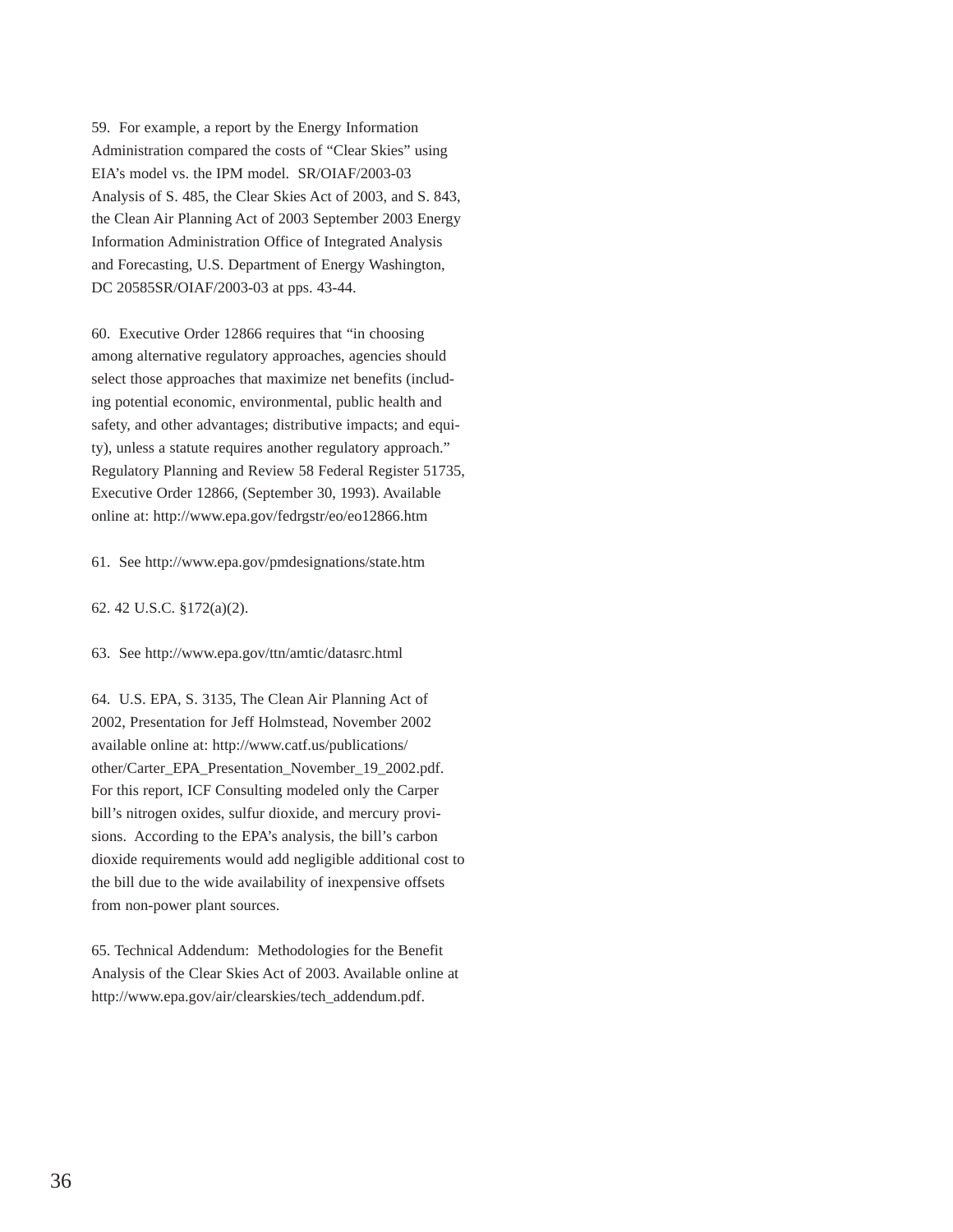59. For example, a report by the Energy Information Administration compared the costs of "Clear Skies" using EIA's model vs. the IPM model. SR/OIAF/2003-03 Analysis of S. 485, the Clear Skies Act of 2003, and S. 843, the Clean Air Planning Act of 2003 September 2003 Energy Information Administration Office of Integrated Analysis and Forecasting, U.S. Department of Energy Washington, DC 20585SR/OIAF/2003-03 at pps. 43-44.

60. Executive Order 12866 requires that "in choosing among alternative regulatory approaches, agencies should select those approaches that maximize net benefits (including potential economic, environmental, public health and safety, and other advantages; distributive impacts; and equity), unless a statute requires another regulatory approach." Regulatory Planning and Review 58 Federal Register 51735, Executive Order 12866, (September 30, 1993). Available online at: http://www.epa.gov/fedrgstr/eo/eo12866.htm

61. See http://www.epa.gov/pmdesignations/state.htm

62. 42 U.S.C. §172(a)(2).

63. See http://www.epa.gov/ttn/amtic/datasrc.html

64. U.S. EPA, S. 3135, The Clean Air Planning Act of 2002, Presentation for Jeff Holmstead, November 2002 available online at: http://www.catf.us/publications/other/Carter_EPA_Presentation_November_19_2002.pdf. For this report, ICF Consulting modeled only the Carper bill's nitrogen oxides, sulfur dioxide, and mercury provisions. According to the EPA's analysis, the bill's carbon dioxide requirements would add negligible additional cost to the bill due to the wide availability of inexpensive offsets from non-power plant sources.

65. Technical Addendum: Methodologies for the Benefit Analysis of the Clear Skies Act of 2003. Available online at http://www.epa.gov/air/clearskies/tech_addendum.pdf.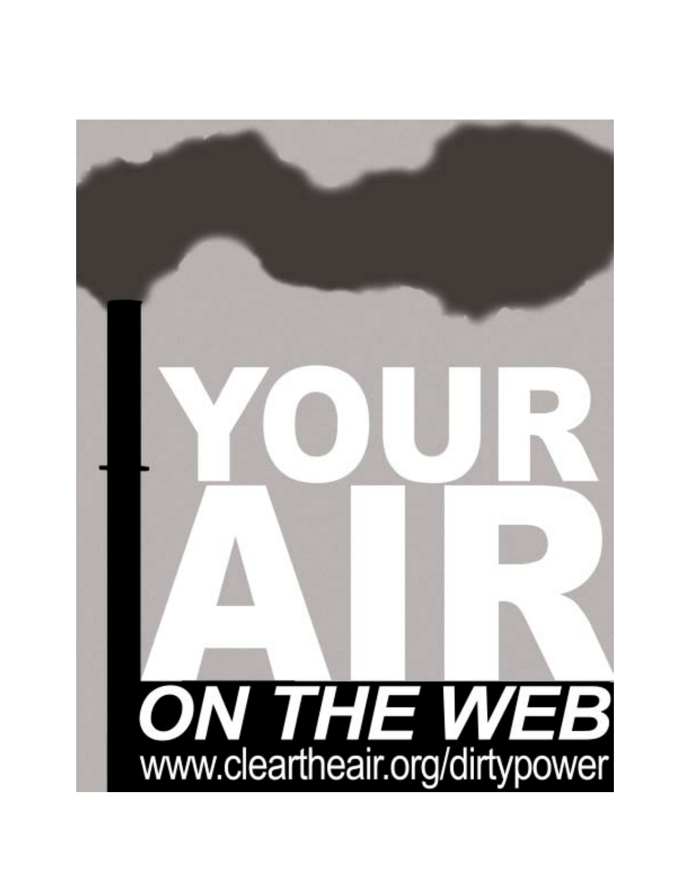# YOUR AIR

## *ON THE WEB*

www.cleartheair.org/dirtypower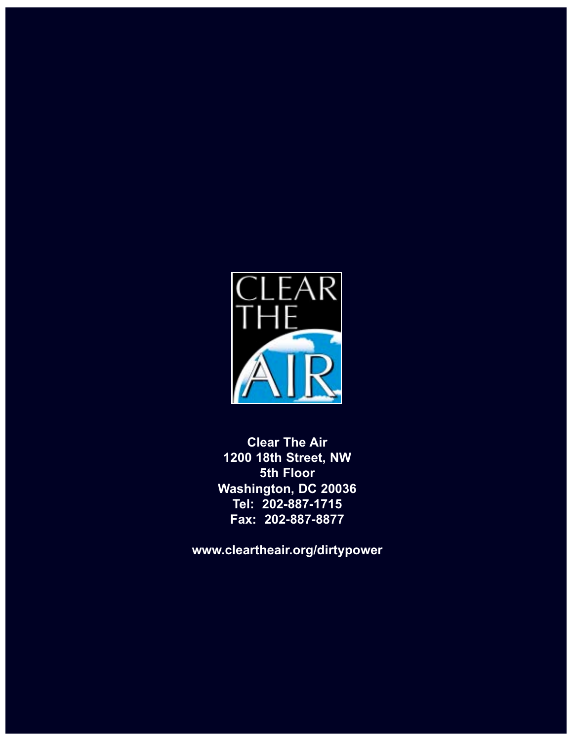**Clear The Air**
**1200 18th Street, NW**
**5th Floor**
**Washington, DC 20036**
**Tel: 202-887-1715**
**Fax: 202-887-8877**

**www.cleartheair.org/dirtypower**